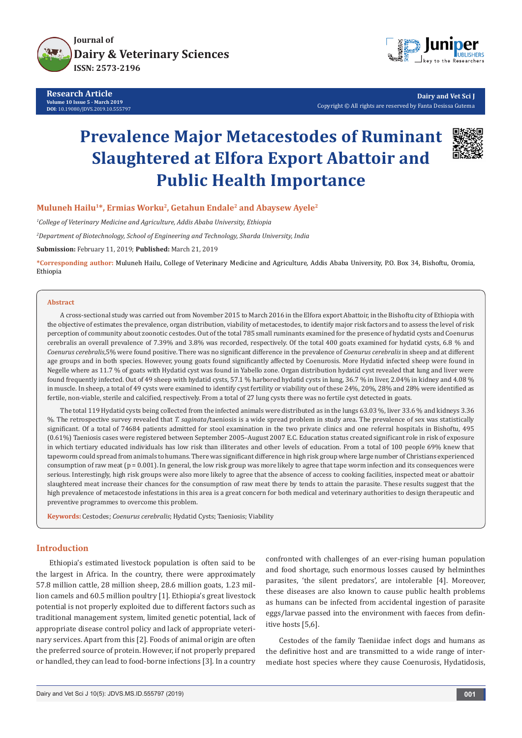Research Article
Volume 10 Issue 5 - March 2019
DOI: 10.19080/JDVS.2019.10.555797

Dairy and Vet Sci J
Copyright © All rights are reserved by Fanta Desissa Gutema

# Prevalence Major Metacestodes of Ruminant Slaughtered at Elfora Export Abattoir and Public Health Importance

**Muluneh Hailu[1]*, Ermias Worku[2], Getahun Endale[2] and Abaysew Ayele[2]**

[1]*College of Veterinary Medicine and Agriculture, Addis Ababa University, Ethiopia*

[2]*Department of Biotechnology, School of Engineering and Technology, Sharda University, India*

**Submission:** February 11, 2019; **Published:** March 21, 2019

**\*Corresponding author:** Muluneh Hailu, College of Veterinary Medicine and Agriculture, Addis Ababa University, P.O. Box 34, Bishoftu, Oromia, Ethiopia

## Abstract

A cross-sectional study was carried out from November 2015 to March 2016 in the Elfora export Abattoir, in the Bishoftu city of Ethiopia with the objective of estimates the prevalence, organ distribution, viability of metacestodes, to identify major risk factors and to assess the level of risk perception of community about zoonotic cestodes. Out of the total 785 small ruminants examined for the presence of hydatid cysts and Coenurus cerebralis an overall prevalence of 7.39% and 3.8% was recorded, respectively. Of the total 400 goats examined for hydatid cysts, 6.8 % and *Coenurus cerebralis*,5% were found positive. There was no significant difference in the prevalence of *Coenurus cerebralis* in sheep and at different age groups and in both species. However, young goats found significantly affected by Coenurosis. More Hydatid infected sheep were found in Negelle where as 11.7 % of goats with Hydatid cyst was found in Yabello zone. Organ distribution hydatid cyst revealed that lung and liver were found frequently infected. Out of 49 sheep with hydatid cysts, 57.1 % harbored hydatid cysts in lung, 36.7 % in liver, 2.04% in kidney and 4.08 % in muscle. In sheep, a total of 49 cysts were examined to identify cyst fertility or viability out of these 24%, 20%, 28% and 28% were identified as fertile, non-viable, sterile and calcified, respectively. From a total of 27 lung cysts there was no fertile cyst detected in goats.

The total 119 Hydatid cysts being collected from the infected animals were distributed as in the lungs 63.03 %, liver 33.6 % and kidneys 3.36 %. The retrospective survey revealed that *T. saginata*/taeniosis is a wide spread problem in study area. The prevalence of sex was statistically significant. Of a total of 74684 patients admitted for stool examination in the two private clinics and one referral hospitals in Bishoftu, 495 (0.61%) Taeniosis cases were registered between September 2005–August 2007 E.C. Education status created significant role in risk of exposure in which tertiary educated individuals has low risk than illiterates and other levels of education. From a total of 100 people 69% knew that tapeworm could spread from animals to humans. There was significant difference in high risk group where large number of Christians experienced consumption of raw meat (p = 0.001). In general, the low risk group was more likely to agree that tape worm infection and its consequences were serious. Interestingly, high risk groups were also more likely to agree that the absence of access to cooking facilities, inspected meat or abattoir slaughtered meat increase their chances for the consumption of raw meat there by tends to attain the parasite. These results suggest that the high prevalence of metacestode infestations in this area is a great concern for both medical and veterinary authorities to design therapeutic and preventive programmes to overcome this problem.

**Keywords:** Cestodes; *Coenurus cerebralis*; Hydatid Cysts; Taeniosis; Viability

## Introduction

Ethiopia's estimated livestock population is often said to be the largest in Africa. In the country, there were approximately 57.8 million cattle, 28 million sheep, 28.6 million goats, 1.23 million camels and 60.5 million poultry [1]. Ethiopia's great livestock potential is not properly exploited due to different factors such as traditional management system, limited genetic potential, lack of appropriate disease control policy and lack of appropriate veterinary services. Apart from this [2]. Foods of animal origin are often the preferred source of protein. However, if not properly prepared or handled, they can lead to food-borne infections [3]. In a country confronted with challenges of an ever-rising human population and food shortage, such enormous losses caused by helminthes parasites, 'the silent predators', are intolerable [4]. Moreover, these diseases are also known to cause public health problems as humans can be infected from accidental ingestion of parasite eggs/larvae passed into the environment with faeces from definitive hosts [5,6].

Cestodes of the family Taeniidae infect dogs and humans as the definitive host and are transmitted to a wide range of intermediate host species where they cause Coenurosis, Hydatidosis,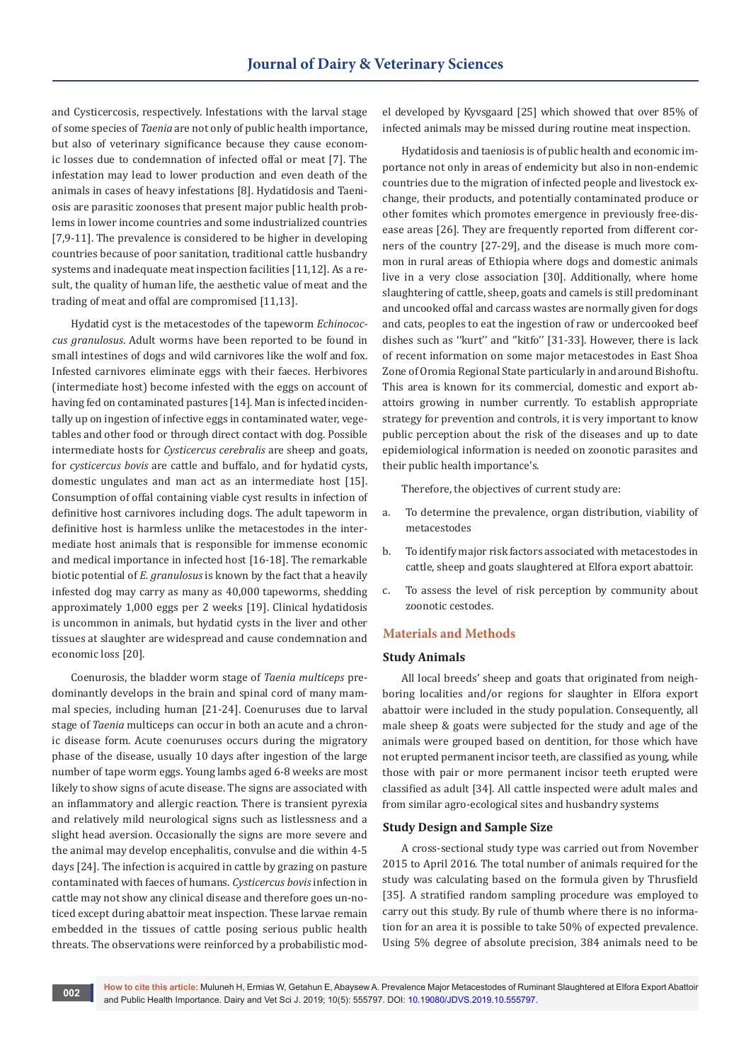and Cysticercosis, respectively. Infestations with the larval stage of some species of *Taenia* are not only of public health importance, but also of veterinary significance because they cause economic losses due to condemnation of infected offal or meat [7]. The infestation may lead to lower production and even death of the animals in cases of heavy infestations [8]. Hydatidosis and Taeniosis are parasitic zoonoses that present major public health problems in lower income countries and some industrialized countries [7,9-11]. The prevalence is considered to be higher in developing countries because of poor sanitation, traditional cattle husbandry systems and inadequate meat inspection facilities [11,12]. As a result, the quality of human life, the aesthetic value of meat and the trading of meat and offal are compromised [11,13].

Hydatid cyst is the metacestodes of the tapeworm *Echinococcus granulosus*. Adult worms have been reported to be found in small intestines of dogs and wild carnivores like the wolf and fox. Infested carnivores eliminate eggs with their faeces. Herbivores (intermediate host) become infested with the eggs on account of having fed on contaminated pastures [14]. Man is infected incidentally up on ingestion of infective eggs in contaminated water, vegetables and other food or through direct contact with dog. Possible intermediate hosts for *Cysticercus cerebralis* are sheep and goats, for *cysticercus bovis* are cattle and buffalo, and for hydatid cysts, domestic ungulates and man act as an intermediate host [15]. Consumption of offal containing viable cyst results in infection of definitive host carnivores including dogs. The adult tapeworm in definitive host is harmless unlike the metacestodes in the intermediate host animals that is responsible for immense economic and medical importance in infected host [16-18]. The remarkable biotic potential of *E. granulosus* is known by the fact that a heavily infested dog may carry as many as 40,000 tapeworms, shedding approximately 1,000 eggs per 2 weeks [19]. Clinical hydatidosis is uncommon in animals, but hydatid cysts in the liver and other tissues at slaughter are widespread and cause condemnation and economic loss [20].

Coenurosis, the bladder worm stage of *Taenia multiceps* predominantly develops in the brain and spinal cord of many mammal species, including human [21-24]. Coenuruses due to larval stage of *Taenia* multiceps can occur in both an acute and a chronic disease form. Acute coenuruses occurs during the migratory phase of the disease, usually 10 days after ingestion of the large number of tape worm eggs. Young lambs aged 6-8 weeks are most likely to show signs of acute disease. The signs are associated with an inflammatory and allergic reaction. There is transient pyrexia and relatively mild neurological signs such as listlessness and a slight head aversion. Occasionally the signs are more severe and the animal may develop encephalitis, convulse and die within 4-5 days [24]. The infection is acquired in cattle by grazing on pasture contaminated with faeces of humans. *Cysticercus bovis* infection in cattle may not show any clinical disease and therefore goes un-noticed except during abattoir meat inspection. These larvae remain embedded in the tissues of cattle posing serious public health threats. The observations were reinforced by a probabilistic model developed by Kyvsgaard [25] which showed that over 85% of infected animals may be missed during routine meat inspection.

Hydatidosis and taeniosis is of public health and economic importance not only in areas of endemicity but also in non-endemic countries due to the migration of infected people and livestock exchange, their products, and potentially contaminated produce or other fomites which promotes emergence in previously free-disease areas [26]. They are frequently reported from different corners of the country [27-29], and the disease is much more common in rural areas of Ethiopia where dogs and domestic animals live in a very close association [30]. Additionally, where home slaughtering of cattle, sheep, goats and camels is still predominant and uncooked offal and carcass wastes are normally given for dogs and cats, peoples to eat the ingestion of raw or undercooked beef dishes such as ''kurt'' and ''kitfo'' [31-33]. However, there is lack of recent information on some major metacestodes in East Shoa Zone of Oromia Regional State particularly in and around Bishoftu. This area is known for its commercial, domestic and export abattoirs growing in number currently. To establish appropriate strategy for prevention and controls, it is very important to know public perception about the risk of the diseases and up to date epidemiological information is needed on zoonotic parasites and their public health importance's.

Therefore, the objectives of current study are:

a. To determine the prevalence, organ distribution, viability of metacestodes

b. To identify major risk factors associated with metacestodes in cattle, sheep and goats slaughtered at Elfora export abattoir.

c. To assess the level of risk perception by community about zoonotic cestodes.

## Materials and Methods

### Study Animals

All local breeds' sheep and goats that originated from neighboring localities and/or regions for slaughter in Elfora export abattoir were included in the study population. Consequently, all male sheep & goats were subjected for the study and age of the animals were grouped based on dentition, for those which have not erupted permanent incisor teeth, are classified as young, while those with pair or more permanent incisor teeth erupted were classified as adult [34]. All cattle inspected were adult males and from similar agro-ecological sites and husbandry systems

### Study Design and Sample Size

A cross-sectional study type was carried out from November 2015 to April 2016. The total number of animals required for the study was calculating based on the formula given by Thrusfield [35]. A stratified random sampling procedure was employed to carry out this study. By rule of thumb where there is no information for an area it is possible to take 50% of expected prevalence. Using 5% degree of absolute precision, 384 animals need to be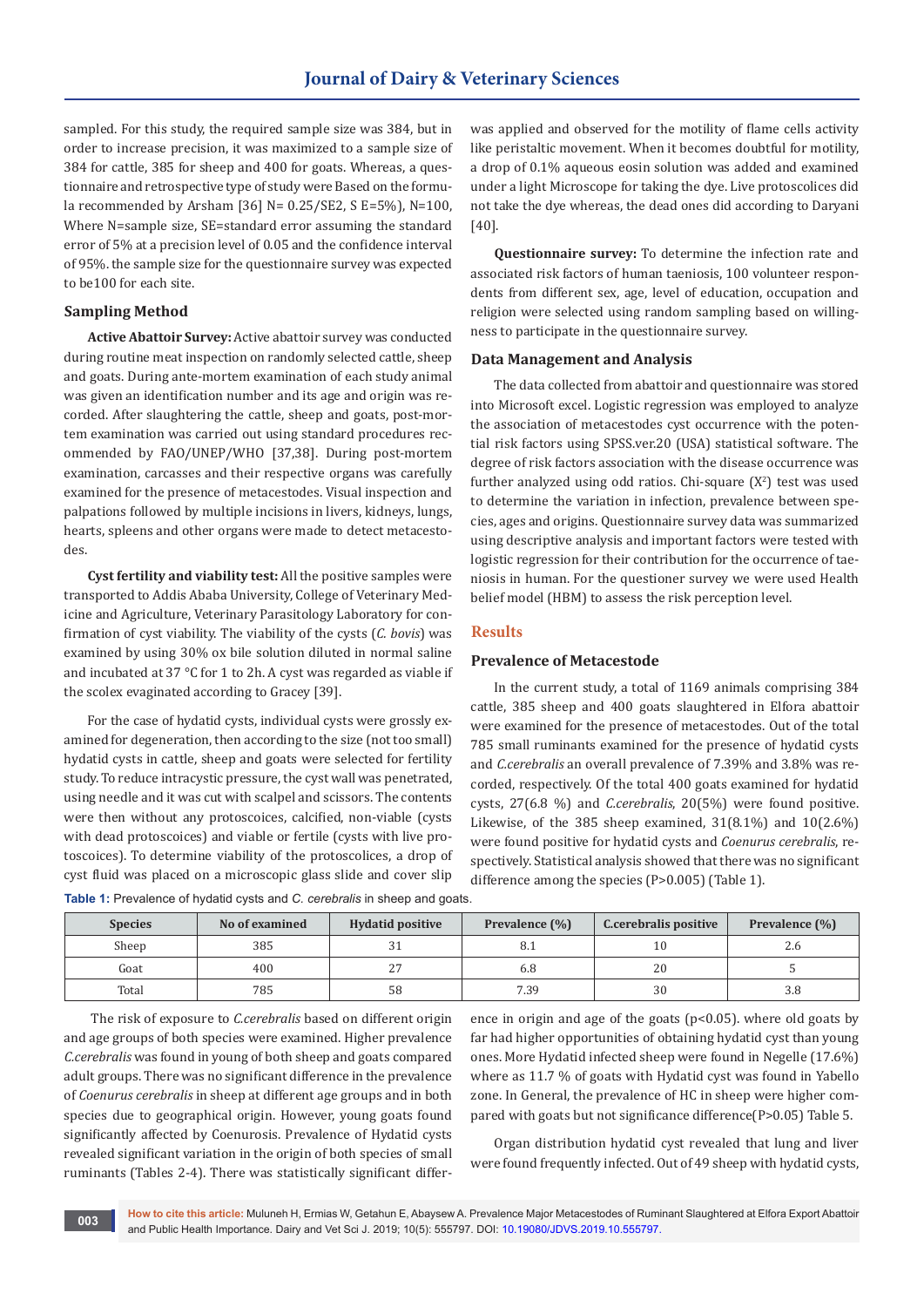sampled. For this study, the required sample size was 384, but in order to increase precision, it was maximized to a sample size of 384 for cattle, 385 for sheep and 400 for goats. Whereas, a questionnaire and retrospective type of study were Based on the formula recommended by Arsham [36] N= 0.25/SE2, S E=5%), N=100, Where N=sample size, SE=standard error assuming the standard error of 5% at a precision level of 0.05 and the confidence interval of 95%. the sample size for the questionnaire survey was expected to be100 for each site.

### Sampling Method

**Active Abattoir Survey:** Active abattoir survey was conducted during routine meat inspection on randomly selected cattle, sheep and goats. During ante-mortem examination of each study animal was given an identification number and its age and origin was recorded. After slaughtering the cattle, sheep and goats, post-mortem examination was carried out using standard procedures recommended by FAO/UNEP/WHO [37,38]. During post-mortem examination, carcasses and their respective organs was carefully examined for the presence of metacestodes. Visual inspection and palpations followed by multiple incisions in livers, kidneys, lungs, hearts, spleens and other organs were made to detect metacestodes.

**Cyst fertility and viability test:** All the positive samples were transported to Addis Ababa University, College of Veterinary Medicine and Agriculture, Veterinary Parasitology Laboratory for confirmation of cyst viability. The viability of the cysts (*C. bovis*) was examined by using 30% ox bile solution diluted in normal saline and incubated at 37 °C for 1 to 2h. A cyst was regarded as viable if the scolex evaginated according to Gracey [39].

For the case of hydatid cysts, individual cysts were grossly examined for degeneration, then according to the size (not too small) hydatid cysts in cattle, sheep and goats were selected for fertility study. To reduce intracystic pressure, the cyst wall was penetrated, using needle and it was cut with scalpel and scissors. The contents were then without any protoscoices, calcified, non-viable (cysts with dead protoscoices) and viable or fertile (cysts with live protoscoices). To determine viability of the protoscolices, a drop of cyst fluid was placed on a microscopic glass slide and cover slip was applied and observed for the motility of flame cells activity like peristaltic movement. When it becomes doubtful for motility, a drop of 0.1% aqueous eosin solution was added and examined under a light Microscope for taking the dye. Live protoscolices did not take the dye whereas, the dead ones did according to Daryani [40].

**Questionnaire survey:** To determine the infection rate and associated risk factors of human taeniosis, 100 volunteer respondents from different sex, age, level of education, occupation and religion were selected using random sampling based on willingness to participate in the questionnaire survey.

### Data Management and Analysis

The data collected from abattoir and questionnaire was stored into Microsoft excel. Logistic regression was employed to analyze the association of metacestodes cyst occurrence with the potential risk factors using SPSS.ver.20 (USA) statistical software. The degree of risk factors association with the disease occurrence was further analyzed using odd ratios. Chi-square ($X^2$) test was used to determine the variation in infection, prevalence between species, ages and origins. Questionnaire survey data was summarized using descriptive analysis and important factors were tested with logistic regression for their contribution for the occurrence of taeniosis in human. For the questioner survey we were used Health belief model (HBM) to assess the risk perception level.

## Results

### Prevalence of Metacestode

In the current study, a total of 1169 animals comprising 384 cattle, 385 sheep and 400 goats slaughtered in Elfora abattoir were examined for the presence of metacestodes. Out of the total 785 small ruminants examined for the presence of hydatid cysts and *C.cerebralis* an overall prevalence of 7.39% and 3.8% was recorded, respectively. Of the total 400 goats examined for hydatid cysts, 27(6.8 %) and *C.cerebralis*, 20(5%) were found positive. Likewise, of the 385 sheep examined, 31(8.1%) and 10(2.6%) were found positive for hydatid cysts and *Coenurus cerebralis*, respectively. Statistical analysis showed that there was no significant difference among the species (P>0.005) (Table 1).

**Table 1:** Prevalence of hydatid cysts and *C. cerebralis* in sheep and goats.

| Species | No of examined | Hydatid positive | Prevalence (%) | C.cerebralis positive | Prevalence (%) |
|---|---|---|---|---|---|
| Sheep | 385 | 31 | 8.1 | 10 | 2.6 |
| Goat | 400 | 27 | 6.8 | 20 | 5 |
| Total | 785 | 58 | 7.39 | 30 | 3.8 |

The risk of exposure to *C.cerebralis* based on different origin and age groups of both species were examined. Higher prevalence *C.cerebralis* was found in young of both sheep and goats compared adult groups. There was no significant difference in the prevalence of *Coenurus cerebralis* in sheep at different age groups and in both species due to geographical origin. However, young goats found significantly affected by Coenurosis. Prevalence of Hydatid cysts revealed significant variation in the origin of both species of small ruminants (Tables 2-4). There was statistically significant difference in origin and age of the goats (p<0.05). where old goats by far had higher opportunities of obtaining hydatid cyst than young ones. More Hydatid infected sheep were found in Negelle (17.6%) where as 11.7 % of goats with Hydatid cyst was found in Yabello zone. In General, the prevalence of HC in sheep were higher compared with goats but not significance difference(P>0.05) Table 5.

Organ distribution hydatid cyst revealed that lung and liver were found frequently infected. Out of 49 sheep with hydatid cysts,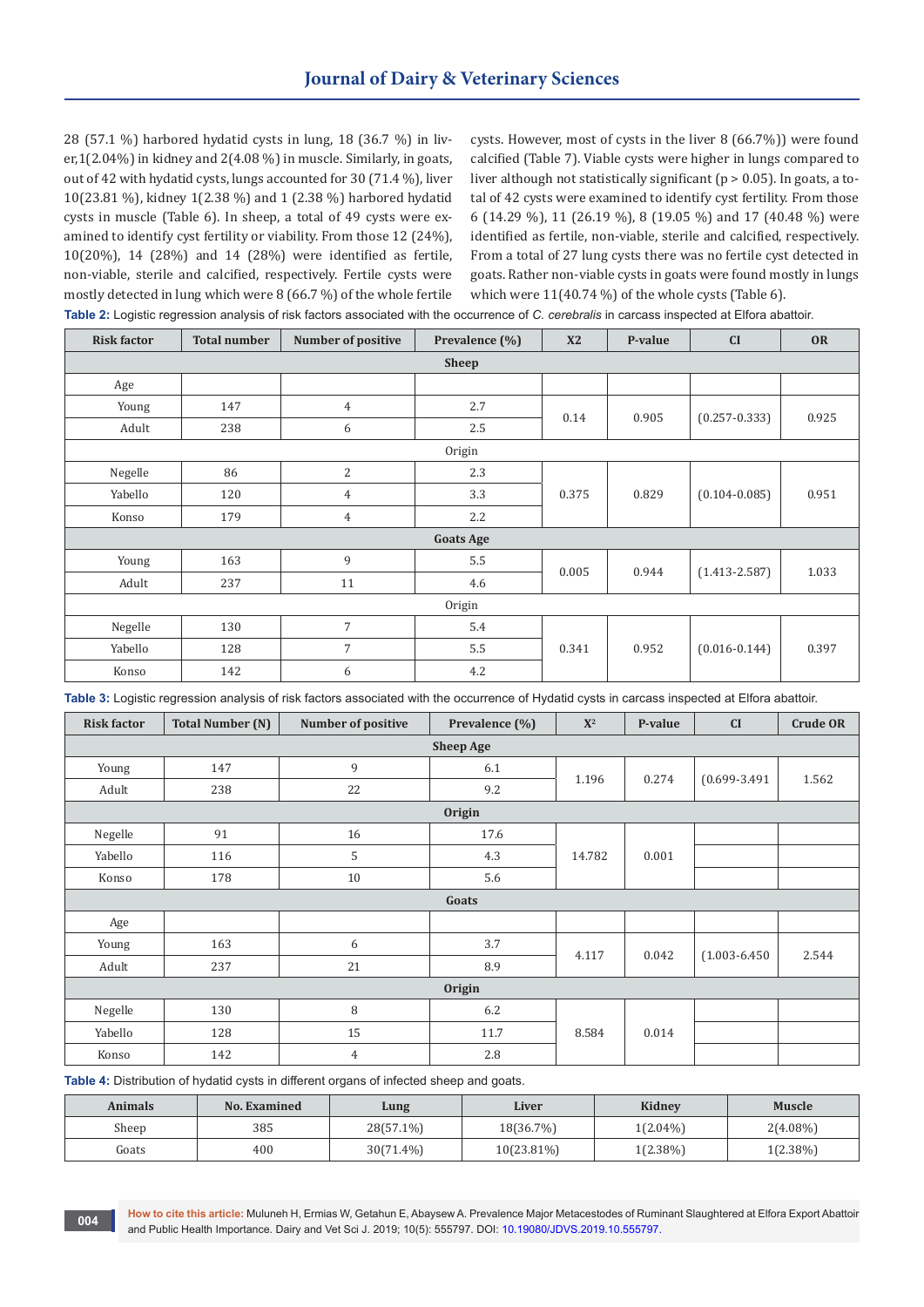28 (57.1 %) harbored hydatid cysts in lung, 18 (36.7 %) in liver, 1(2.04%) in kidney and 2(4.08 %) in muscle. Similarly, in goats, out of 42 with hydatid cysts, lungs accounted for 30 (71.4 %), liver 10(23.81 %), kidney 1(2.38 %) and 1 (2.38 %) harbored hydatid cysts in muscle (Table 6). In sheep, a total of 49 cysts were examined to identify cyst fertility or viability. From those 12 (24%), 10(20%), 14 (28%) and 14 (28%) were identified as fertile, non-viable, sterile and calcified, respectively. Fertile cysts were mostly detected in lung which were 8 (66.7 %) of the whole fertile cysts. However, most of cysts in the liver 8 (66.7%)) were found calcified (Table 7). Viable cysts were higher in lungs compared to liver although not statistically significant ($p > 0.05$). In goats, a total of 42 cysts were examined to identify cyst fertility. From those 6 (14.29 %), 11 (26.19 %), 8 (19.05 %) and 17 (40.48 %) were identified as fertile, non-viable, sterile and calcified, respectively. From a total of 27 lung cysts there was no fertile cyst detected in goats. Rather non-viable cysts in goats were found mostly in lungs which were 11(40.74 %) of the whole cysts (Table 6).

**Table 2:** Logistic regression analysis of risk factors associated with the occurrence of *C. cerebralis* in carcass inspected at Elfora abattoir.

| Risk factor | Total number | Number of positive | Prevalence (%) | X2 | P-value | CI | OR |
|---|---|---|---|---|---|---|---|
| **Sheep** | | | | | | | |
| Age | | | | | | | |
| Young | 147 | 4 | 2.7 | 0.14 | 0.905 | (0.257-0.333) | 0.925 |
| Adult | 238 | 6 | 2.5 | | | | |
| Origin | | | | | | | |
| Negelle | 86 | 2 | 2.3 | 0.375 | 0.829 | (0.104-0.085) | 0.951 |
| Yabello | 120 | 4 | 3.3 | | | | |
| Konso | 179 | 4 | 2.2 | | | | |
| **Goats Age** | | | | | | | |
| Young | 163 | 9 | 5.5 | 0.005 | 0.944 | (1.413-2.587) | 1.033 |
| Adult | 237 | 11 | 4.6 | | | | |
| Origin | | | | | | | |
| Negelle | 130 | 7 | 5.4 | 0.341 | 0.952 | (0.016-0.144) | 0.397 |
| Yabello | 128 | 7 | 5.5 | | | | |
| Konso | 142 | 6 | 4.2 | | | | |

**Table 3:** Logistic regression analysis of risk factors associated with the occurrence of Hydatid cysts in carcass inspected at Elfora abattoir.

| Risk factor | Total Number (N) | Number of positive | Prevalence (%) | $X^2$ | P-value | CI | Crude OR |
|---|---|---|---|---|---|---|---|
| **Sheep Age** | | | | | | | |
| Young | 147 | 9 | 6.1 | 1.196 | 0.274 | (0.699-3.491 | 1.562 |
| Adult | 238 | 22 | 9.2 | | | | |
| **Origin** | | | | | | | |
| Negelle | 91 | 16 | 17.6 | 14.782 | 0.001 | | |
| Yabello | 116 | 5 | 4.3 | | | | |
| Konso | 178 | 10 | 5.6 | | | | |
| **Goats** | | | | | | | |
| Age | | | | | | | |
| Young | 163 | 6 | 3.7 | 4.117 | 0.042 | (1.003-6.450 | 2.544 |
| Adult | 237 | 21 | 8.9 | | | | |
| **Origin** | | | | | | | |
| Negelle | 130 | 8 | 6.2 | 8.584 | 0.014 | | |
| Yabello | 128 | 15 | 11.7 | | | | |
| Konso | 142 | 4 | 2.8 | | | | |

**Table 4:** Distribution of hydatid cysts in different organs of infected sheep and goats.

| Animals | No. Examined | Lung | Liver | Kidney | Muscle |
|---|---|---|---|---|---|
| Sheep | 385 | 28(57.1%) | 18(36.7%) | 1(2.04%) | 2(4.08%) |
| Goats | 400 | 30(71.4%) | 10(23.81%) | 1(2.38%) | 1(2.38%) |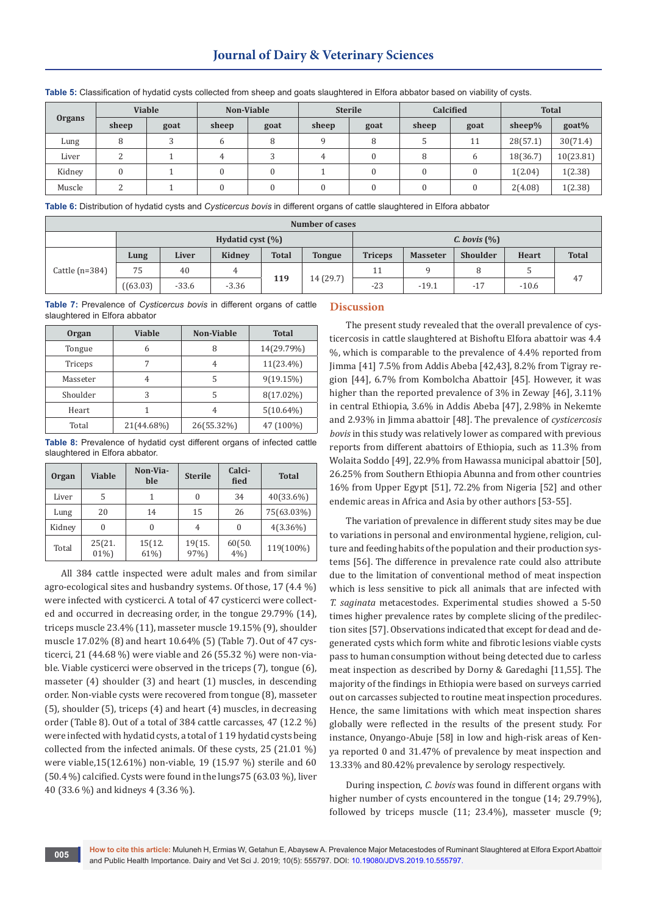**Table 5:** Classification of hydatid cysts collected from sheep and goats slaughtered in Elfora abbator based on viability of cysts.

| Organs | Viable | | Non-Viable | | Sterile | | Calcified | | Total | |
|---|---|---|---|---|---|---|---|---|---|---|
| | sheep | goat | sheep | goat | sheep | goat | sheep | goat | sheep% | goat% |
| Lung | 8 | 3 | 6 | 8 | 9 | 8 | 5 | 11 | 28(57.1) | 30(71.4) |
| Liver | 2 | 1 | 4 | 3 | 4 | 0 | 8 | 6 | 18(36.7) | 10(23.81) |
| Kidney | 0 | 1 | 0 | 0 | 1 | 0 | 0 | 0 | 1(2.04) | 1(2.38) |
| Muscle | 2 | 1 | 0 | 0 | 0 | 0 | 0 | 0 | 2(4.08) | 1(2.38) |

**Table 6:** Distribution of hydatid cysts and *Cysticercus bovis* in different organs of cattle slaughtered in Elfora abbator

| | Number of cases | | | | | | | | | |
|---|---|---|---|---|---|---|---|---|---|---|
| | Hydatid cyst (%) | | | | *C. bovis* (%) | | | | | |
| Cattle (n=384) | Lung | Liver | Kidney | Total | Tongue | Triceps | Masseter | Shoulder | Heart | Total |
| | 75 | 40 | 4 | 119 | 14 (29.7) | 11 | 9 | 8 | 5 | 47 |
| | ((63.03) | -33.6 | -3.36 | | | -23 | -19.1 | -17 | -10.6 | |

**Table 7:** Prevalence of *Cysticercus bovis* in different organs of cattle slaughtered in Elfora abbator

| Organ | Viable | Non-Viable | Total |
|---|---|---|---|
| Tongue | 6 | 8 | 14(29.79%) |
| Triceps | 7 | 4 | 11(23.4%) |
| Masseter | 4 | 5 | 9(19.15%) |
| Shoulder | 3 | 5 | 8(17.02%) |
| Heart | 1 | 4 | 5(10.64%) |
| Total | 21(44.68%) | 26(55.32%) | 47 (100%) |

**Table 8:** Prevalence of hydatid cyst different organs of infected cattle slaughtered in Elfora abbator.

| Organ | Viable | Non-Viable | Sterile | Calcified | Total |
|---|---|---|---|---|---|
| Liver | 5 | 1 | 0 | 34 | 40(33.6%) |
| Lung | 20 | 14 | 15 | 26 | 75(63.03%) |
| Kidney | 0 | 0 | 4 | 0 | 4(3.36%) |
| Total | 25(21.01%) | 15(12.61%) | 19(15.97%) | 60(50.4%) | 119(100%) |

All 384 cattle inspected were adult males and from similar agro-ecological sites and husbandry systems. Of those, 17 (4.4 %) were infected with cysticerci. A total of 47 cysticerci were collected and occurred in decreasing order, in the tongue 29.79% (14), triceps muscle 23.4% (11), masseter muscle 19.15% (9), shoulder muscle 17.02% (8) and heart 10.64% (5) (Table 7). Out of 47 cysticerci, 21 (44.68 %) were viable and 26 (55.32 %) were non-viable. Viable cysticerci were observed in the triceps (7), tongue (6), masseter (4) shoulder (3) and heart (1) muscles, in descending order. Non-viable cysts were recovered from tongue (8), masseter (5), shoulder (5), triceps (4) and heart (4) muscles, in decreasing order (Table 8). Out of a total of 384 cattle carcasses, 47 (12.2 %) were infected with hydatid cysts, a total of 1 19 hydatid cysts being collected from the infected animals. Of these cysts, 25 (21.01 %) were viable,15(12.61%) non-viable, 19 (15.97 %) sterile and 60 (50.4 %) calcified. Cysts were found in the lungs75 (63.03 %), liver 40 (33.6 %) and kidneys 4 (3.36 %).

## Discussion

The present study revealed that the overall prevalence of cysticercosis in cattle slaughtered at Bishoftu Elfora abattoir was 4.4 %, which is comparable to the prevalence of 4.4% reported from Jimma [41] 7.5% from Addis Abeba [42,43], 8.2% from Tigray region [44], 6.7% from Kombolcha Abattoir [45]. However, it was higher than the reported prevalence of 3% in Zeway [46], 3.11% in central Ethiopia, 3.6% in Addis Abeba [47], 2.98% in Nekemte and 2.93% in Jimma abattoir [48]. The prevalence of *cysticercosis bovis* in this study was relatively lower as compared with previous reports from different abattoirs of Ethiopia, such as 11.3% from Wolaita Soddo [49], 22.9% from Hawassa municipal abattoir [50], 26.25% from Southern Ethiopia Abunna and from other countries 16% from Upper Egypt [51], 72.2% from Nigeria [52] and other endemic areas in Africa and Asia by other authors [53-55].

The variation of prevalence in different study sites may be due to variations in personal and environmental hygiene, religion, culture and feeding habits of the population and their production systems [56]. The difference in prevalence rate could also attribute due to the limitation of conventional method of meat inspection which is less sensitive to pick all animals that are infected with *T. saginata* metacestodes. Experimental studies showed a 5-50 times higher prevalence rates by complete slicing of the predilection sites [57]. Observations indicated that except for dead and degenerated cysts which form white and fibrotic lesions viable cysts pass to human consumption without being detected due to carless meat inspection as described by Dorny & Garedaghi [11,55]. The majority of the findings in Ethiopia were based on surveys carried out on carcasses subjected to routine meat inspection procedures. Hence, the same limitations with which meat inspection shares globally were reflected in the results of the present study. For instance, Onyango-Abuje [58] in low and high-risk areas of Kenya reported 0 and 31.47% of prevalence by meat inspection and 13.33% and 80.42% prevalence by serology respectively.

During inspection, *C. bovis* was found in different organs with higher number of cysts encountered in the tongue (14; 29.79%), followed by triceps muscle (11; 23.4%), masseter muscle (9;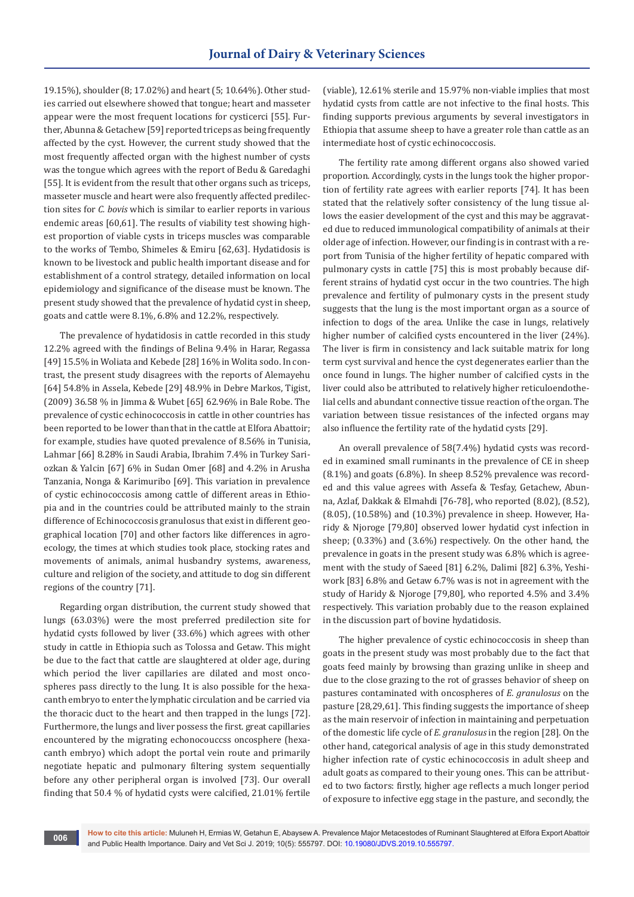19.15%), shoulder (8; 17.02%) and heart (5; 10.64%). Other studies carried out elsewhere showed that tongue; heart and masseter appear were the most frequent locations for cysticerci [55]. Further, Abunna & Getachew [59] reported triceps as being frequently affected by the cyst. However, the current study showed that the most frequently affected organ with the highest number of cysts was the tongue which agrees with the report of Bedu & Garedaghi [55]. It is evident from the result that other organs such as triceps, masseter muscle and heart were also frequently affected predilection sites for *C. bovis* which is similar to earlier reports in various endemic areas [60,61]. The results of viability test showing highest proportion of viable cysts in triceps muscles was comparable to the works of Tembo, Shimeles & Emiru [62,63]. Hydatidosis is known to be livestock and public health important disease and for establishment of a control strategy, detailed information on local epidemiology and significance of the disease must be known. The present study showed that the prevalence of hydatid cyst in sheep, goats and cattle were 8.1%, 6.8% and 12.2%, respectively.

The prevalence of hydatidosis in cattle recorded in this study 12.2% agreed with the findings of Belina 9.4% in Harar, Regassa [49] 15.5% in Woliata and Kebede [28] 16% in Wolita sodo. In contrast, the present study disagrees with the reports of Alemayehu [64] 54.8% in Assela, Kebede [29] 48.9% in Debre Markos, Tigist, (2009) 36.58 % in Jimma & Wubet [65] 62.96% in Bale Robe. The prevalence of cystic echinococcosis in cattle in other countries has been reported to be lower than that in the cattle at Elfora Abattoir; for example, studies have quoted prevalence of 8.56% in Tunisia, Lahmar [66] 8.28% in Saudi Arabia, Ibrahim 7.4% in Turkey Sariozkan & Yalcin [67] 6% in Sudan Omer [68] and 4.2% in Arusha Tanzania, Nonga & Karimuribo [69]. This variation in prevalence of cystic echinococcosis among cattle of different areas in Ethiopia and in the countries could be attributed mainly to the strain difference of Echinococcosis granulosus that exist in different geographical location [70] and other factors like differences in agroecology, the times at which studies took place, stocking rates and movements of animals, animal husbandry systems, awareness, culture and religion of the society, and attitude to dog sin different regions of the country [71].

Regarding organ distribution, the current study showed that lungs (63.03%) were the most preferred predilection site for hydatid cysts followed by liver (33.6%) which agrees with other study in cattle in Ethiopia such as Tolossa and Getaw. This might be due to the fact that cattle are slaughtered at older age, during which period the liver capillaries are dilated and most oncospheres pass directly to the lung. It is also possible for the hexacanth embryo to enter the lymphatic circulation and be carried via the thoracic duct to the heart and then trapped in the lungs [72]. Furthermore, the lungs and liver possess the first. great capillaries encountered by the migrating echonocouccss oncosphere (hexacanth embryo) which adopt the portal vein route and primarily negotiate hepatic and pulmonary filtering system sequentially before any other peripheral organ is involved [73]. Our overall finding that 50.4 % of hydatid cysts were calcified, 21.01% fertile (viable), 12.61% sterile and 15.97% non-viable implies that most hydatid cysts from cattle are not infective to the final hosts. This finding supports previous arguments by several investigators in Ethiopia that assume sheep to have a greater role than cattle as an intermediate host of cystic echinococcosis.

The fertility rate among different organs also showed varied proportion. Accordingly, cysts in the lungs took the higher proportion of fertility rate agrees with earlier reports [74]. It has been stated that the relatively softer consistency of the lung tissue allows the easier development of the cyst and this may be aggravated due to reduced immunological compatibility of animals at their older age of infection. However, our finding is in contrast with a report from Tunisia of the higher fertility of hepatic compared with pulmonary cysts in cattle [75] this is most probably because different strains of hydatid cyst occur in the two countries. The high prevalence and fertility of pulmonary cysts in the present study suggests that the lung is the most important organ as a source of infection to dogs of the area. Unlike the case in lungs, relatively higher number of calcified cysts encountered in the liver (24%). The liver is firm in consistency and lack suitable matrix for long term cyst survival and hence the cyst degenerates earlier than the once found in lungs. The higher number of calcified cysts in the liver could also be attributed to relatively higher reticuloendothelial cells and abundant connective tissue reaction of the organ. The variation between tissue resistances of the infected organs may also influence the fertility rate of the hydatid cysts [29].

An overall prevalence of 58(7.4%) hydatid cysts was recorded in examined small ruminants in the prevalence of CE in sheep (8.1%) and goats (6.8%). In sheep 8.52% prevalence was recorded and this value agrees with Assefa & Tesfay, Getachew, Abunna, Azlaf, Dakkak & Elmahdi [76-78], who reported (8.02), (8.52), (8.05), (10.58%) and (10.3%) prevalence in sheep. However, Haridy & Njoroge [79,80] observed lower hydatid cyst infection in sheep; (0.33%) and (3.6%) respectively. On the other hand, the prevalence in goats in the present study was 6.8% which is agreement with the study of Saeed [81] 6.2%, Dalimi [82] 6.3%, Yeshiwork [83] 6.8% and Getaw 6.7% was is not in agreement with the study of Haridy & Njoroge [79,80], who reported 4.5% and 3.4% respectively. This variation probably due to the reason explained in the discussion part of bovine hydatidosis.

The higher prevalence of cystic echinococcosis in sheep than goats in the present study was most probably due to the fact that goats feed mainly by browsing than grazing unlike in sheep and due to the close grazing to the rot of grasses behavior of sheep on pastures contaminated with oncospheres of *E. granulosus* on the pasture [28,29,61]. This finding suggests the importance of sheep as the main reservoir of infection in maintaining and perpetuation of the domestic life cycle of *E. granulosus* in the region [28]. On the other hand, categorical analysis of age in this study demonstrated higher infection rate of cystic echinococcosis in adult sheep and adult goats as compared to their young ones. This can be attributed to two factors: firstly, higher age reflects a much longer period of exposure to infective egg stage in the pasture, and secondly, the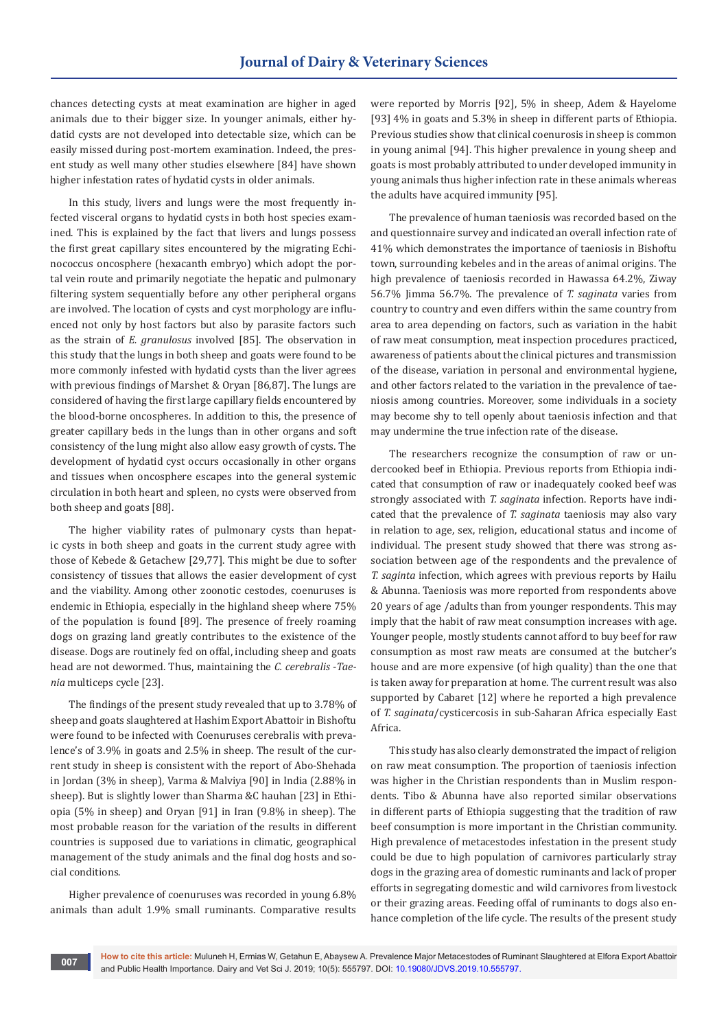chances detecting cysts at meat examination are higher in aged animals due to their bigger size. In younger animals, either hydatid cysts are not developed into detectable size, which can be easily missed during post-mortem examination. Indeed, the present study as well many other studies elsewhere [84] have shown higher infestation rates of hydatid cysts in older animals.

In this study, livers and lungs were the most frequently infected visceral organs to hydatid cysts in both host species examined. This is explained by the fact that livers and lungs possess the first great capillary sites encountered by the migrating Echinococcus oncosphere (hexacanth embryo) which adopt the portal vein route and primarily negotiate the hepatic and pulmonary filtering system sequentially before any other peripheral organs are involved. The location of cysts and cyst morphology are influenced not only by host factors but also by parasite factors such as the strain of *E. granulosus* involved [85]. The observation in this study that the lungs in both sheep and goats were found to be more commonly infested with hydatid cysts than the liver agrees with previous findings of Marshet & Oryan [86,87]. The lungs are considered of having the first large capillary fields encountered by the blood-borne oncospheres. In addition to this, the presence of greater capillary beds in the lungs than in other organs and soft consistency of the lung might also allow easy growth of cysts. The development of hydatid cyst occurs occasionally in other organs and tissues when oncosphere escapes into the general systemic circulation in both heart and spleen, no cysts were observed from both sheep and goats [88].

The higher viability rates of pulmonary cysts than hepatic cysts in both sheep and goats in the current study agree with those of Kebede & Getachew [29,77]. This might be due to softer consistency of tissues that allows the easier development of cyst and the viability. Among other zoonotic cestodes, coenuruses is endemic in Ethiopia, especially in the highland sheep where 75% of the population is found [89]. The presence of freely roaming dogs on grazing land greatly contributes to the existence of the disease. Dogs are routinely fed on offal, including sheep and goats head are not dewormed. Thus, maintaining the *C. cerebralis -Taenia* multiceps cycle [23].

The findings of the present study revealed that up to 3.78% of sheep and goats slaughtered at Hashim Export Abattoir in Bishoftu were found to be infected with Coenuruses cerebralis with prevalence's of 3.9% in goats and 2.5% in sheep. The result of the current study in sheep is consistent with the report of Abo-Shehada in Jordan (3% in sheep), Varma & Malviya [90] in India (2.88% in sheep). But is slightly lower than Sharma &C hauhan [23] in Ethiopia (5% in sheep) and Oryan [91] in Iran (9.8% in sheep). The most probable reason for the variation of the results in different countries is supposed due to variations in climatic, geographical management of the study animals and the final dog hosts and social conditions.

Higher prevalence of coenuruses was recorded in young 6.8% animals than adult 1.9% small ruminants. Comparative results were reported by Morris [92], 5% in sheep, Adem & Hayelome [93] 4% in goats and 5.3% in sheep in different parts of Ethiopia. Previous studies show that clinical coenurosis in sheep is common in young animal [94]. This higher prevalence in young sheep and goats is most probably attributed to under developed immunity in young animals thus higher infection rate in these animals whereas the adults have acquired immunity [95].

The prevalence of human taeniosis was recorded based on the and questionnaire survey and indicated an overall infection rate of 41% which demonstrates the importance of taeniosis in Bishoftu town, surrounding kebeles and in the areas of animal origins. The high prevalence of taeniosis recorded in Hawassa 64.2%, Ziway 56.7% Jimma 56.7%. The prevalence of *T. saginata* varies from country to country and even differs within the same country from area to area depending on factors, such as variation in the habit of raw meat consumption, meat inspection procedures practiced, awareness of patients about the clinical pictures and transmission of the disease, variation in personal and environmental hygiene, and other factors related to the variation in the prevalence of taeniosis among countries. Moreover, some individuals in a society may become shy to tell openly about taeniosis infection and that may undermine the true infection rate of the disease.

The researchers recognize the consumption of raw or undercooked beef in Ethiopia. Previous reports from Ethiopia indicated that consumption of raw or inadequately cooked beef was strongly associated with *T. saginata* infection. Reports have indicated that the prevalence of *T. saginata* taeniosis may also vary in relation to age, sex, religion, educational status and income of individual. The present study showed that there was strong association between age of the respondents and the prevalence of *T. saginta* infection, which agrees with previous reports by Hailu & Abunna. Taeniosis was more reported from respondents above 20 years of age /adults than from younger respondents. This may imply that the habit of raw meat consumption increases with age. Younger people, mostly students cannot afford to buy beef for raw consumption as most raw meats are consumed at the butcher's house and are more expensive (of high quality) than the one that is taken away for preparation at home. The current result was also supported by Cabaret [12] where he reported a high prevalence of *T. saginata*/cysticercosis in sub-Saharan Africa especially East Africa.

This study has also clearly demonstrated the impact of religion on raw meat consumption. The proportion of taeniosis infection was higher in the Christian respondents than in Muslim respondents. Tibo & Abunna have also reported similar observations in different parts of Ethiopia suggesting that the tradition of raw beef consumption is more important in the Christian community. High prevalence of metacestodes infestation in the present study could be due to high population of carnivores particularly stray dogs in the grazing area of domestic ruminants and lack of proper efforts in segregating domestic and wild carnivores from livestock or their grazing areas. Feeding offal of ruminants to dogs also enhance completion of the life cycle. The results of the present study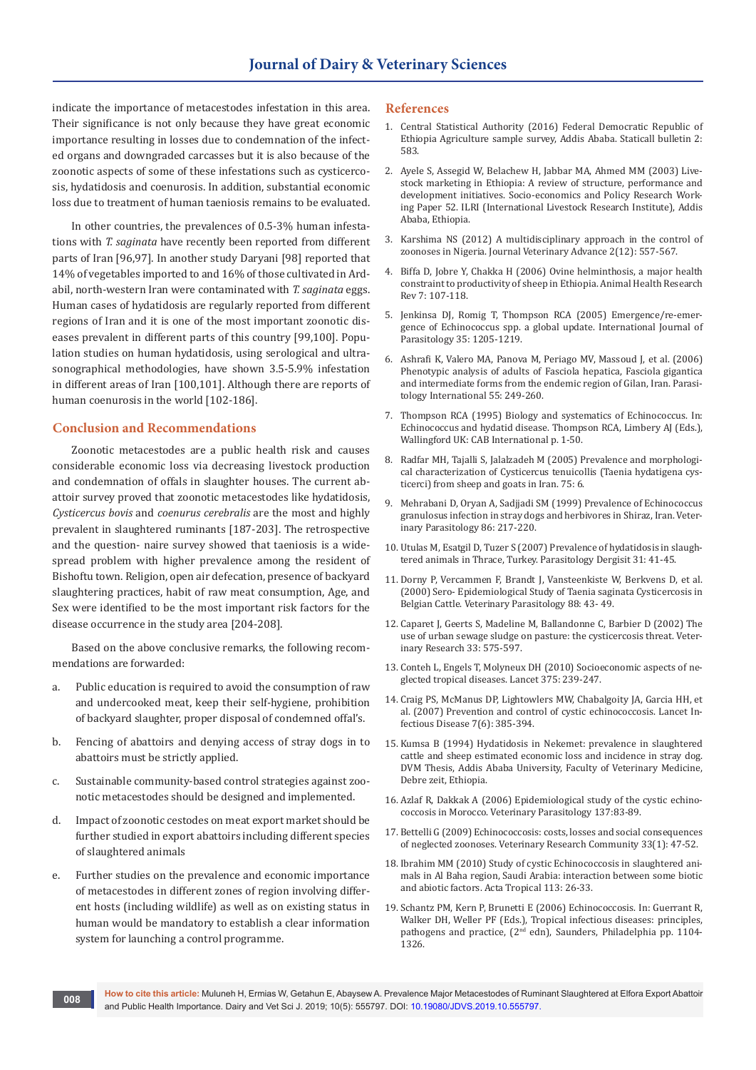indicate the importance of metacestodes infestation in this area. Their significance is not only because they have great economic importance resulting in losses due to condemnation of the infected organs and downgraded carcasses but it is also because of the zoonotic aspects of some of these infestations such as cysticercosis, hydatidosis and coenurosis. In addition, substantial economic loss due to treatment of human taeniosis remains to be evaluated.

In other countries, the prevalences of 0.5-3% human infestations with *T. saginata* have recently been reported from different parts of Iran [96,97]. In another study Daryani [98] reported that 14% of vegetables imported to and 16% of those cultivated in Ardabil, north-western Iran were contaminated with *T. saginata* eggs. Human cases of hydatidosis are regularly reported from different regions of Iran and it is one of the most important zoonotic diseases prevalent in different parts of this country [99,100]. Population studies on human hydatidosis, using serological and ultrasonographical methodologies, have shown 3.5-5.9% infestation in different areas of Iran [100,101]. Although there are reports of human coenurosis in the world [102-186].

## Conclusion and Recommendations

Zoonotic metacestodes are a public health risk and causes considerable economic loss via decreasing livestock production and condemnation of offals in slaughter houses. The current abattoir survey proved that zoonotic metacestodes like hydatidosis, *Cysticercus bovis* and *coenurus cerebralis* are the most and highly prevalent in slaughtered ruminants [187-203]. The retrospective and the question- naire survey showed that taeniosis is a widespread problem with higher prevalence among the resident of Bishoftu town. Religion, open air defecation, presence of backyard slaughtering practices, habit of raw meat consumption, Age, and Sex were identified to be the most important risk factors for the disease occurrence in the study area [204-208].

Based on the above conclusive remarks, the following recommendations are forwarded:

a. Public education is required to avoid the consumption of raw and undercooked meat, keep their self-hygiene, prohibition of backyard slaughter, proper disposal of condemned offal's.

b. Fencing of abattoirs and denying access of stray dogs in to abattoirs must be strictly applied.

c. Sustainable community-based control strategies against zoonotic metacestodes should be designed and implemented.

d. Impact of zoonotic cestodes on meat export market should be further studied in export abattoirs including different species of slaughtered animals

e. Further studies on the prevalence and economic importance of metacestodes in different zones of region involving different hosts (including wildlife) as well as on existing status in human would be mandatory to establish a clear information system for launching a control programme.

## References

1. Central Statistical Authority (2016) Federal Democratic Republic of Ethiopia Agriculture sample survey, Addis Ababa. Staticall bulletin 2: 583.
2. Ayele S, Assegid W, Belachew H, Jabbar MA, Ahmed MM (2003) Livestock marketing in Ethiopia: A review of structure, performance and development initiatives. Socio-economics and Policy Research Working Paper 52. ILRI (International Livestock Research Institute), Addis Ababa, Ethiopia.
3. Karshima NS (2012) A multidisciplinary approach in the control of zoonoses in Nigeria. Journal Veterinary Advance 2(12): 557-567.
4. Biffa D, Jobre Y, Chakka H (2006) Ovine helminthosis, a major health constraint to productivity of sheep in Ethiopia. Animal Health Research Rev 7: 107-118.
5. Jenkinsa DJ, Romig T, Thompson RCA (2005) Emergence/re-emergence of Echinococcus spp. a global update. International Journal of Parasitology 35: 1205-1219.
6. Ashrafi K, Valero MA, Panova M, Periago MV, Massoud J, et al. (2006) Phenotypic analysis of adults of Fasciola hepatica, Fasciola gigantica and intermediate forms from the endemic region of Gilan, Iran. Parasitology International 55: 249-260.
7. Thompson RCA (1995) Biology and systematics of Echinococcus. In: Echinococcus and hydatid disease. Thompson RCA, Limbery AJ (Eds.), Wallingford UK: CAB International p. 1-50.
8. Radfar MH, Tajalli S, Jalalzadeh M (2005) Prevalence and morphological characterization of Cysticercus tenuicollis (Taenia hydatigena cysticerci) from sheep and goats in Iran. 75: 6.
9. Mehrabani D, Oryan A, Sadjjadi SM (1999) Prevalence of Echinococcus granulosus infection in stray dogs and herbivores in Shiraz, Iran. Veterinary Parasitology 86: 217-220.
10. Utulas M, Esatgil D, Tuzer S (2007) Prevalence of hydatidosis in slaughtered animals in Thrace, Turkey. Parasitology Dergisit 31: 41-45.
11. Dorny P, Vercammen F, Brandt J, Vansteenkiste W, Berkvens D, et al. (2000) Sero- Epidemiological Study of Taenia saginata Cysticercosis in Belgian Cattle. Veterinary Parasitology 88: 43- 49.
12. Caparet J, Geerts S, Madeline M, Ballandonne C, Barbier D (2002) The use of urban sewage sludge on pasture: the cysticercosis threat. Veterinary Research 33: 575-597.
13. Conteh L, Engels T, Molyneux DH (2010) Socioeconomic aspects of neglected tropical diseases. Lancet 375: 239-247.
14. Craig PS, McManus DP, Lightowlers MW, Chabalgoity JA, Garcia HH, et al. (2007) Prevention and control of cystic echinococcosis. Lancet Infectious Disease 7(6): 385-394.
15. Kumsa B (1994) Hydatidosis in Nekemet: prevalence in slaughtered cattle and sheep estimated economic loss and incidence in stray dog. DVM Thesis, Addis Ababa University, Faculty of Veterinary Medicine, Debre zeit, Ethiopia.
16. Azlaf R, Dakkak A (2006) Epidemiological study of the cystic echinococcosis in Morocco. Veterinary Parasitology 137:83-89.
17. Bettelli G (2009) Echinococcosis: costs, losses and social consequences of neglected zoonoses. Veterinary Research Community 33(1): 47-52.
18. Ibrahim MM (2010) Study of cystic Echinococcosis in slaughtered animals in Al Baha region, Saudi Arabia: interaction between some biotic and abiotic factors. Acta Tropical 113: 26-33.
19. Schantz PM, Kern P, Brunetti E (2006) Echinococcosis. In: Guerrant R, Walker DH, Weller PF (Eds.), Tropical infectious diseases: principles, pathogens and practice, (2nd edn), Saunders, Philadelphia pp. 1104-1326.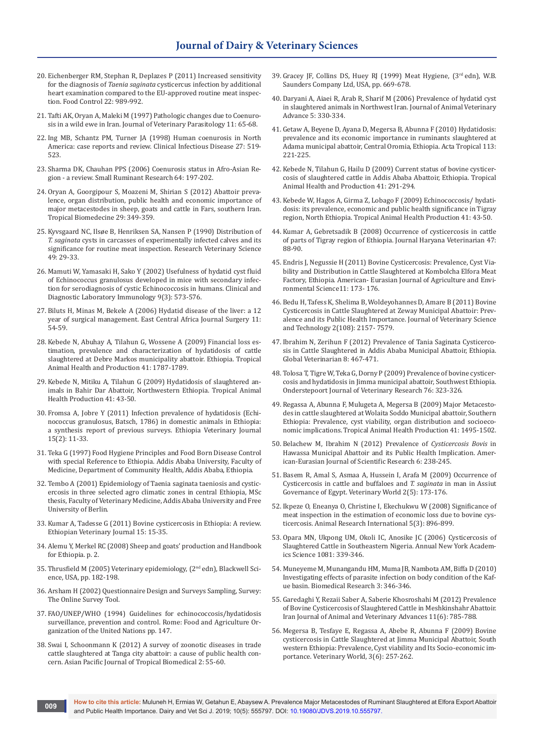20. Eichenberger RM, Stephan R, Deplazes P (2011) Increased sensitivity for the diagnosis of *Taenia saginata* cysticercus infection by additional heart examination compared to the EU-approved routine meat inspection. Food Control 22: 989-992.

21. Tafti AK, Oryan A, Maleki M (1997) Pathologic changes due to Coenurosis in a wild ewe in Iran. Journal of Veterinary Parasitology 11: 65-68.

22. Ing MB, Schantz PM, Turner JA (1998) Human coenurosis in North America: case reports and review. Clinical Infectious Disease 27: 519-523.

23. Sharma DK, Chauhan PPS (2006) Coenurosis status in Afro-Asian Region - a review. Small Ruminant Research 64: 197-202.

24. Oryan A, Goorgipour S, Moazeni M, Shirian S (2012) Abattoir prevalence, organ distribution, public health and economic importance of major metacestodes in sheep, goats and cattle in Fars, southern Iran. Tropical Biomedecine 29: 349-359.

25. Kyvsgaard NC, Ilsøe B, Henriksen SA, Nansen P (1990) Distribution of *T. saginata* cysts in carcasses of experimentally infected calves and its significance for routine meat inspection. Research Veterinary Science 49: 29-33.

26. Mamuti W, Yamasaki H, Sako Y (2002) Usefulness of hydatid cyst fluid of Echinococcus granulosus developed in mice with secondary infection for serodiagnosis of cystic Echinococcosis in humans. Clinical and Diagnostic Laboratory Immunology 9(3): 573-576.

27. Biluts H, Minas M, Bekele A (2006) Hydatid disease of the liver: a 12 year of surgical management. East Central Africa Journal Surgery 11: 54-59.

28. Kebede N, Abuhay A, Tilahun G, Wossene A (2009) Financial loss estimation, prevalence and characterization of hydatidosis of cattle slaughtered at Debre Markos municipality abattoir. Ethiopia. Tropical Animal Health and Production 41: 1787-1789.

29. Kebede N, Mitiku A, Tilahun G (2009) Hydatidosis of slaughtered animals in Bahir Dar Abattoir, Northwestern Ethiopia. Tropical Animal Health Production 41: 43-50.

30. Fromsa A, Jobre Y (2011) Infection prevalence of hydatidosis (Echinococcus granulosus, Batsch, 1786) in domestic animals in Ethiopia: a synthesis report of previous surveys. Ethiopia Veterinary Journal 15(2): 11-33.

31. Teka G (1997) Food Hygiene Principles and Food Born Disease Control with special Reference to Ethiopia. Addis Ababa University, Faculty of Medicine, Department of Community Health, Addis Ababa, Ethiopia.

32. Tembo A (2001) Epidemiology of Taenia saginata taeniosis and cysticercosis in three selected agro climatic zones in central Ethiopia, MSc thesis, Faculty of Veterinary Medicine, Addis Ababa University and Free University of Berlin.

33. Kumar A, Tadesse G (2011) Bovine cysticercosis in Ethiopia: A review. Ethiopian Veterinary Journal 15: 15-35.

34. Alemu Y, Merkel RC (2008) Sheep and goats' production and Handbook for Ethiopia. p. 2.

35. Thrusfield M (2005) Veterinary epidemiology, (2nd edn), Blackwell Science, USA, pp. 182-198.

36. Arsham H (2002) Questionnaire Design and Surveys Sampling, Survey: The Online Survey Tool.

37. FAO/UNEP/WHO (1994) Guidelines for echinococcosis/hydatidosis surveillance, prevention and control. Rome: Food and Agriculture Organization of the United Nations pp. 147.

38. Swai I, Schoonmann K (2012) A survey of zoonotic diseases in trade cattle slaughtered at Tanga city abattoir: a cause of public health concern. Asian Pacific Journal of Tropical Biomedical 2: 55-60.

39. Gracey JF, Collins DS, Huey RJ (1999) Meat Hygiene, (3rd edn), W.B. Saunders Company Ltd, USA, pp. 669-678.

40. Daryani A, Aiaei R, Arab R, Sharif M (2006) Prevalence of hydatid cyst in slaughtered animals in Northwest Iran. Journal of Animal Veterinary Advance 5: 330-334.

41. Getaw A, Beyene D, Ayana D, Megersa B, Abunna F (2010) Hydatidosis: prevalence and its economic importance in ruminants slaughtered at Adama municipal abattoir, Central Oromia, Ethiopia. Acta Tropical 113: 221-225.

42. Kebede N, Tilahun G, Hailu D (2009) Current status of bovine cysticercosis of slaughtered cattle in Addis Ababa Abattoir, Ethiopia. Tropical Animal Health and Production 41: 291-294.

43. Kebede W, Hagos A, Girma Z, Lobago F (2009) Echinococcosis/ hydatidosis: its prevalence, economic and public health significance in Tigray region, North Ethiopia. Tropical Animal Health Production 41: 43-50.

44. Kumar A, Gebretsadik B (2008) Occurrence of cysticercosis in cattle of parts of Tigray region of Ethiopia. Journal Haryana Veterinarian 47: 88-90.

45. Endris J, Negussie H (2011) Bovine Cysticercosis: Prevalence, Cyst Viability and Distribution in Cattle Slaughtered at Kombolcha Elfora Meat Factory, Ethiopia. American- Eurasian Journal of Agriculture and Environmental Science11: 173- 176.

46. Bedu H, Tafess K, Shelima B, Woldeyohannes D, Amare B (2011) Bovine Cysticercosis in Cattle Slaughtered at Zeway Municipal Abattoir: Prevalence and its Public Health Importance. Journal of Veterinary Science and Technology 2(108): 2157- 7579.

47. Ibrahim N, Zerihun F (2012) Prevalence of Tania Saginata Cysticercosis in Cattle Slaughtered in Addis Ababa Municipal Abattoir, Ethiopia. Global Veterinarian 8: 467-471.

48. Tolosa T, Tigre W, Teka G, Dorny P (2009) Prevalence of bovine cysticercosis and hydatidosis in Jimma municipal abattoir, Southwest Ethiopia. Onderstepoort Journal of Veterinary Research 76: 323-326.

49. Regassa A, Abunna F, Mulugeta A, Megersa B (2009) Major Metacestodes in cattle slaughtered at Wolaita Soddo Municipal abattoir, Southern Ethiopia: Prevalence, cyst viability, organ distribution and socioeconomic implications. Tropical Animal Health Production 41: 1495-1502.

50. Belachew M, Ibrahim N (2012) Prevalence of *Cysticercosis Bovis* in Hawassa Municipal Abattoir and its Public Health Implication. American-Eurasian Journal of Scientific Research 6: 238-245.

51. Basem R, Amal S, Asmaa A, Hussein I, Arafa M (2009) Occurrence of Cysticercosis in cattle and buffaloes and *T. saginata* in man in Assiut Governance of Egypt. Veterinary World 2(5): 173-176.

52. Ikpeze O, Eneanya O, Christine I, Ekechukwu W (2008) Significance of meat inspection in the estimation of economic loss due to bovine cysticercosis. Animal Research International 5(3): 896-899.

53. Opara MN, Ukpong UM, Okoli IC, Anosike JC (2006) Cysticercosis of Slaughtered Cattle in Southeastern Nigeria. Annual New York Academics Science 1081: 339-346.

54. Muneyeme M, Munangandu HM, Muma JB, Nambota AM, Biffa D (2010) Investigating effects of parasite infection on body condition of the Kafue basin. Biomedical Research 3: 346-346.

55. Garedaghi Y, Rezaii Saber A, Saberie Khosroshahi M (2012) Prevalence of Bovine Cysticercosis of Slaughtered Cattle in Meshkinshahr Abattoir. Iran Journal of Animal and Veterinary Advances 11(6): 785-788.

56. Megersa B, Tesfaye E, Regassa A, Abebe R, Abunna F (2009) Bovine cysticercosis in Cattle Slaughtered at Jimma Municipal Abattoir, South western Ethiopia: Prevalence, Cyst viability and Its Socio-economic importance. Veterinary World, 3(6): 257-262.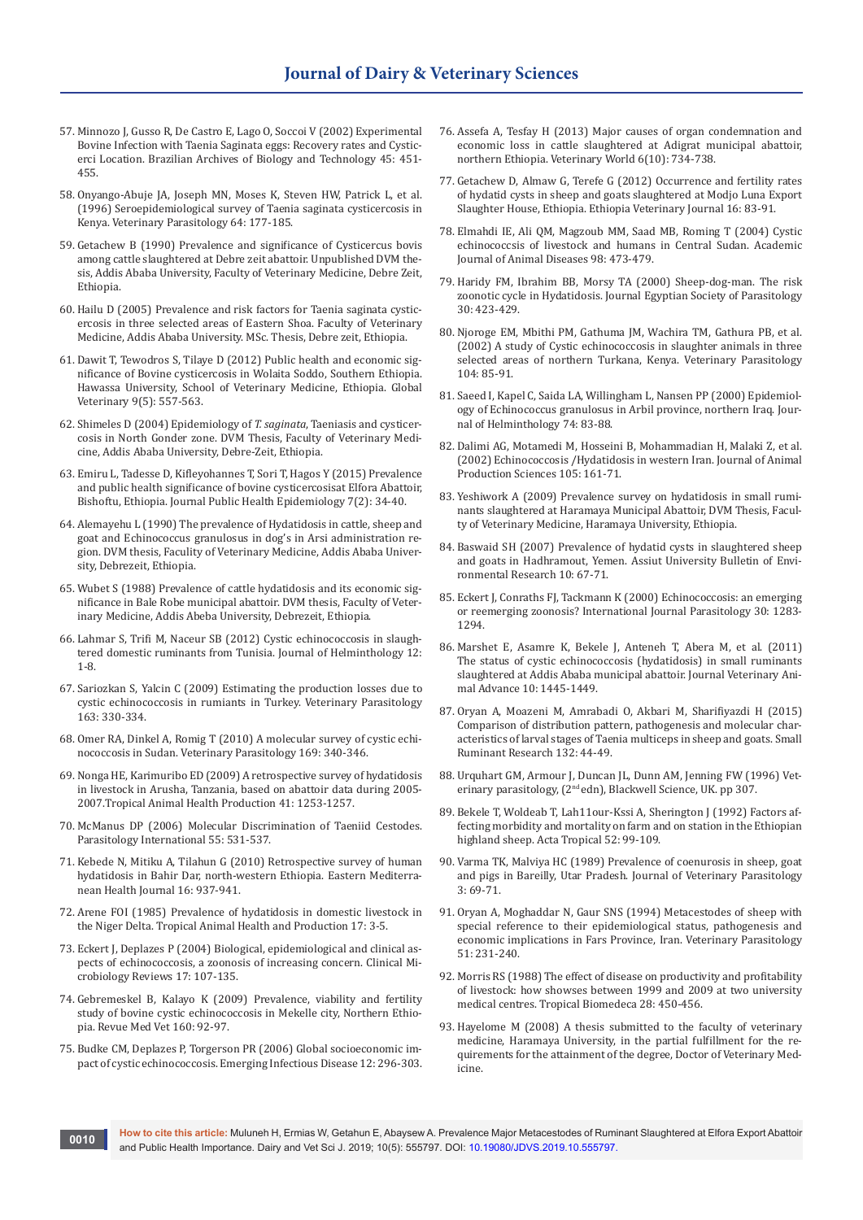57. Minnozo J, Gusso R, De Castro E, Lago O, Soccoi V (2002) Experimental Bovine Infection with Taenia Saginata eggs: Recovery rates and Cysticerci Location. Brazilian Archives of Biology and Technology 45: 451-455.
58. Onyango-Abuje JA, Joseph MN, Moses K, Steven HW, Patrick L, et al. (1996) Seroepidemiological survey of Taenia saginata cysticercosis in Kenya. Veterinary Parasitology 64: 177-185.
59. Getachew B (1990) Prevalence and significance of Cysticercus bovis among cattle slaughtered at Debre zeit abattoir. Unpublished DVM thesis, Addis Ababa University, Faculty of Veterinary Medicine, Debre Zeit, Ethiopia.
60. Hailu D (2005) Prevalence and risk factors for Taenia saginata cysticercosis in three selected areas of Eastern Shoa. Faculty of Veterinary Medicine, Addis Ababa University. MSc. Thesis, Debre zeit, Ethiopia.
61. Dawit T, Tewodros S, Tilaye D (2012) Public health and economic significance of Bovine cysticercosis in Wolaita Soddo, Southern Ethiopia. Hawassa University, School of Veterinary Medicine, Ethiopia. Global Veterinary 9(5): 557-563.
62. Shimeles D (2004) Epidemiology of *T. saginata*, Taeniasis and cysticercosis in North Gonder zone. DVM Thesis, Faculty of Veterinary Medicine, Addis Ababa University, Debre-Zeit, Ethiopia.
63. Emiru L, Tadesse D, Kifleyohannes T, Sori T, Hagos Y (2015) Prevalence and public health significance of bovine cysticercosisat Elfora Abattoir, Bishoftu, Ethiopia. Journal Public Health Epidemiology 7(2): 34-40.
64. Alemayehu L (1990) The prevalence of Hydatidosis in cattle, sheep and goat and Echinococcus granulosus in dog's in Arsi administration region. DVM thesis, Faculty of Veterinary Medicine, Addis Ababa University, Debrezeit, Ethiopia.
65. Wubet S (1988) Prevalence of cattle hydatidosis and its economic significance in Bale Robe municipal abattoir. DVM thesis, Faculty of Veterinary Medicine, Addis Abeba University, Debrezeit, Ethiopia.
66. Lahmar S, Trifi M, Naceur SB (2012) Cystic echinococcosis in slaughtered domestic ruminants from Tunisia. Journal of Helminthology 12: 1-8.
67. Sariozkan S, Yalcin C (2009) Estimating the production losses due to cystic echinococcosis in rumiants in Turkey. Veterinary Parasitology 163: 330-334.
68. Omer RA, Dinkel A, Romig T (2010) A molecular survey of cystic echinococcosis in Sudan. Veterinary Parasitology 169: 340-346.
69. Nonga HE, Karimuribo ED (2009) A retrospective survey of hydatidosis in livestock in Arusha, Tanzania, based on abattoir data during 2005-2007.Tropical Animal Health Production 41: 1253-1257.
70. McManus DP (2006) Molecular Discrimination of Taeniid Cestodes. Parasitology International 55: 531-537.
71. Kebede N, Mitiku A, Tilahun G (2010) Retrospective survey of human hydatidosis in Bahir Dar, north-western Ethiopia. Eastern Mediterranean Health Journal 16: 937-941.
72. Arene FOI (1985) Prevalence of hydatidosis in domestic livestock in the Niger Delta. Tropical Animal Health and Production 17: 3-5.
73. Eckert J, Deplazes P (2004) Biological, epidemiological and clinical aspects of echinococcosis, a zoonosis of increasing concern. Clinical Microbiology Reviews 17: 107-135.
74. Gebremeskel B, Kalayo K (2009) Prevalence, viability and fertility study of bovine cystic echinococcosis in Mekelle city, Northern Ethiopia. Revue Med Vet 160: 92-97.
75. Budke CM, Deplazes P, Torgerson PR (2006) Global socioeconomic impact of cystic echinococcosis. Emerging Infectious Disease 12: 296-303.
76. Assefa A, Tesfay H (2013) Major causes of organ condemnation and economic loss in cattle slaughtered at Adigrat municipal abattoir, northern Ethiopia. Veterinary World 6(10): 734-738.
77. Getachew D, Almaw G, Terefe G (2012) Occurrence and fertility rates of hydatid cysts in sheep and goats slaughtered at Modjo Luna Export Slaughter House, Ethiopia. Ethiopia Veterinary Journal 16: 83-91.
78. Elmahdi IE, Ali QM, Magzoub MM, Saad MB, Roming T (2004) Cystic echinococcsis of livestock and humans in Central Sudan. Academic Journal of Animal Diseases 98: 473-479.
79. Haridy FM, Ibrahim BB, Morsy TA (2000) Sheep-dog-man. The risk zoonotic cycle in Hydatidosis. Journal Egyptian Society of Parasitology 30: 423-429.
80. Njoroge EM, Mbithi PM, Gathuma JM, Wachira TM, Gathura PB, et al. (2002) A study of Cystic echinococcosis in slaughter animals in three selected areas of northern Turkana, Kenya. Veterinary Parasitology 104: 85-91.
81. Saeed I, Kapel C, Saida LA, Willingham L, Nansen PP (2000) Epidemiology of Echinococcus granulosus in Arbil province, northern Iraq. Journal of Helminthology 74: 83-88.
82. Dalimi AG, Motamedi M, Hosseini B, Mohammadian H, Malaki Z, et al. (2002) Echinococcosis /Hydatidosis in western Iran. Journal of Animal Production Sciences 105: 161-71.
83. Yeshiwork A (2009) Prevalence survey on hydatidosis in small ruminants slaughtered at Haramaya Municipal Abattoir, DVM Thesis, Faculty of Veterinary Medicine, Haramaya University, Ethiopia.
84. Baswaid SH (2007) Prevalence of hydatid cysts in slaughtered sheep and goats in Hadhramout, Yemen. Assiut University Bulletin of Environmental Research 10: 67-71.
85. Eckert J, Conraths FJ, Tackmann K (2000) Echinococcosis: an emerging or reemerging zoonosis? International Journal Parasitology 30: 1283-1294.
86. Marshet E, Asamre K, Bekele J, Anteneh T, Abera M, et al. (2011) The status of cystic echinococcosis (hydatidosis) in small ruminants slaughtered at Addis Ababa municipal abattoir. Journal Veterinary Animal Advance 10: 1445-1449.
87. Oryan A, Moazeni M, Amrabadi O, Akbari M, Sharifiyazdi H (2015) Comparison of distribution pattern, pathogenesis and molecular characteristics of larval stages of Taenia multiceps in sheep and goats. Small Ruminant Research 132: 44-49.
88. Urquhart GM, Armour J, Duncan JL, Dunn AM, Jenning FW (1996) Veterinary parasitology, (2nd edn), Blackwell Science, UK. pp 307.
89. Bekele T, Woldeab T, Lah11our-Kssi A, Sherington J (1992) Factors affecting morbidity and mortality on farm and on station in the Ethiopian highland sheep. Acta Tropical 52: 99-109.
90. Varma TK, Malviya HC (1989) Prevalence of coenurosis in sheep, goat and pigs in Bareilly, Utar Pradesh. Journal of Veterinary Parasitology 3: 69-71.
91. Oryan A, Moghaddar N, Gaur SNS (1994) Metacestodes of sheep with special reference to their epidemiological status, pathogenesis and economic implications in Fars Province, Iran. Veterinary Parasitology 51: 231-240.
92. Morris RS (1988) The effect of disease on productivity and profitability of livestock: how showses between 1999 and 2009 at two university medical centres. Tropical Biomedeca 28: 450-456.
93. Hayelome M (2008) A thesis submitted to the faculty of veterinary medicine, Haramaya University, in the partial fulfillment for the requirements for the attainment of the degree, Doctor of Veterinary Medicine.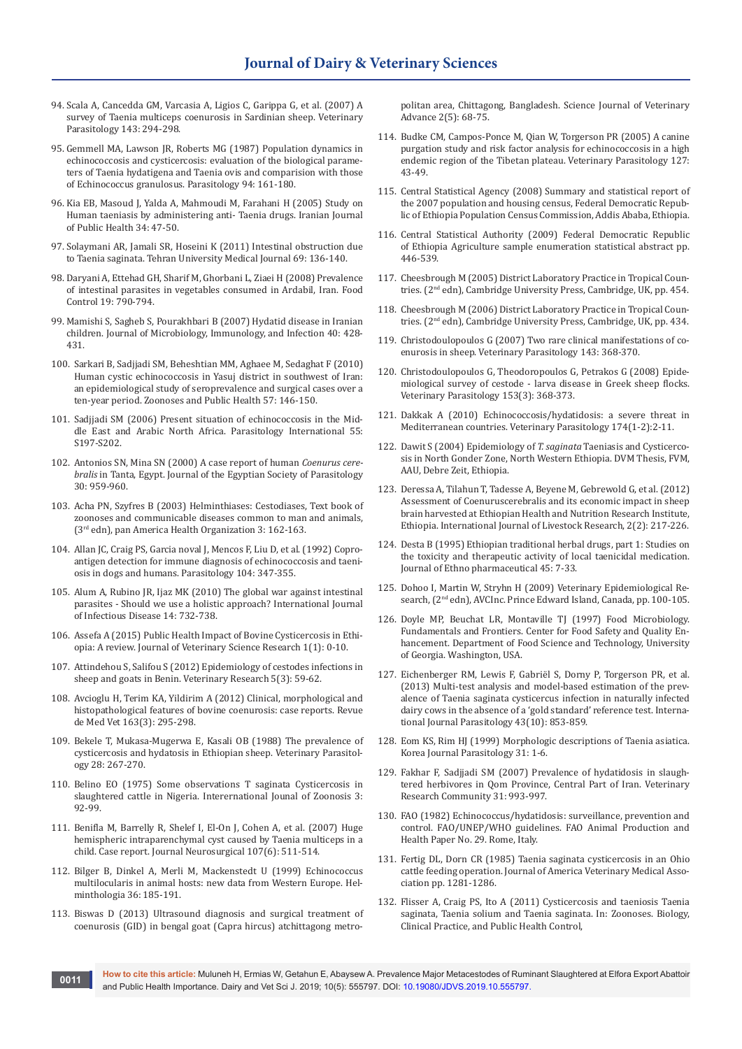94. Scala A, Cancedda GM, Varcasia A, Ligios C, Garippa G, et al. (2007) A survey of Taenia multiceps coenurosis in Sardinian sheep. Veterinary Parasitology 143: 294-298.

95. Gemmell MA, Lawson JR, Roberts MG (1987) Population dynamics in echinococcosis and cysticercosis: evaluation of the biological parameters of Taenia hydatigena and Taenia ovis and comparision with those of Echinococcus granulosus. Parasitology 94: 161-180.

96. Kia EB, Masoud J, Yalda A, Mahmoudi M, Farahani H (2005) Study on Human taeniasis by administering anti- Taenia drugs. Iranian Journal of Public Health 34: 47-50.

97. Solaymani AR, Jamali SR, Hoseini K (2011) Intestinal obstruction due to Taenia saginata. Tehran University Medical Journal 69: 136-140.

98. Daryani A, Ettehad GH, Sharif M, Ghorbani L, Ziaei H (2008) Prevalence of intestinal parasites in vegetables consumed in Ardabil, Iran. Food Control 19: 790-794.

99. Mamishi S, Sagheb S, Pourakhbari B (2007) Hydatid disease in Iranian children. Journal of Microbiology, Immunology, and Infection 40: 428-431.

100. Sarkari B, Sadjjadi SM, Beheshtian MM, Aghaee M, Sedaghat F (2010) Human cystic echinococcosis in Yasuj district in southwest of Iran: an epidemiological study of seroprevalence and surgical cases over a ten-year period. Zoonoses and Public Health 57: 146-150.

101. Sadjjadi SM (2006) Present situation of echinococcosis in the Middle East and Arabic North Africa. Parasitology International 55: S197-S202.

102. Antonios SN, Mina SN (2000) A case report of human *Coenurus cerebralis* in Tanta, Egypt. Journal of the Egyptian Society of Parasitology 30: 959-960.

103. Acha PN, Szyfres B (2003) Helminthiases: Cestodiases, Text book of zoonoses and communicable diseases common to man and animals, (3rd edn), pan America Health Organization 3: 162-163.

104. Allan JC, Craig PS, Garcia noval J, Mencos F, Liu D, et al. (1992) Coproantigen detection for immune diagnosis of echinococcosis and taeniosis in dogs and humans. Parasitology 104: 347-355.

105. Alum A, Rubino JR, Ijaz MK (2010) The global war against intestinal parasites - Should we use a holistic approach? International Journal of Infectious Disease 14: 732-738.

106. Assefa A (2015) Public Health Impact of Bovine Cysticercosis in Ethiopia: A review. Journal of Veterinary Science Research 1(1): 0-10.

107. Attindehou S, Salifou S (2012) Epidemiology of cestodes infections in sheep and goats in Benin. Veterinary Research 5(3): 59-62.

108. Avcioglu H, Terim KA, Yildirim A (2012) Clinical, morphological and histopathological features of bovine coenurosis: case reports. Revue de Med Vet 163(3): 295-298.

109. Bekele T, Mukasa-Mugerwa E, Kasali OB (1988) The prevalence of cysticercosis and hydatosis in Ethiopian sheep. Veterinary Parasitology 28: 267-270.

110. Belino EO (1975) Some observations T saginata Cysticercosis in slaughtered cattle in Nigeria. Interernational Journal of Zoonosis 3: 92-99.

111. Benifla M, Barrelly R, Shelef I, El-On J, Cohen A, et al. (2007) Huge hemispheric intraparenchymal cyst caused by Taenia multiceps in a child. Case report. Journal Neurosurgical 107(6): 511-514.

112. Bilger B, Dinkel A, Merli M, Mackenstedt U (1999) Echinococcus multilocularis in animal hosts: new data from Western Europe. Helminthologia 36: 185-191.

113. Biswas D (2013) Ultrasound diagnosis and surgical treatment of coenurosis (GID) in bengal goat (Capra hircus) atchittagong metropolitan area, Chittagong, Bangladesh. Science Journal of Veterinary Advance 2(5): 68-75.

114. Budke CM, Campos-Ponce M, Qian W, Torgerson PR (2005) A canine purgation study and risk factor analysis for echinococcosis in a high endemic region of the Tibetan plateau. Veterinary Parasitology 127: 43-49.

115. Central Statistical Agency (2008) Summary and statistical report of the 2007 population and housing census, Federal Democratic Republic of Ethiopia Population Census Commission, Addis Ababa, Ethiopia.

116. Central Statistical Authority (2009) Federal Democratic Republic of Ethiopia Agriculture sample enumeration statistical abstract pp. 446-539.

117. Cheesbrough M (2005) District Laboratory Practice in Tropical Countries. (2nd edn), Cambridge University Press, Cambridge, UK, pp. 454.

118. Cheesbrough M (2006) District Laboratory Practice in Tropical Countries. (2nd edn), Cambridge University Press, Cambridge, UK, pp. 434.

119. Christodoulopoulos G (2007) Two rare clinical manifestations of coenurosis in sheep. Veterinary Parasitology 143: 368-370.

120. Christodoulopoulos G, Theodoropoulos G, Petrakos G (2008) Epidemiological survey of cestode - larva disease in Greek sheep flocks. Veterinary Parasitology 153(3): 368-373.

121. Dakkak A (2010) Echinococcosis/hydatidosis: a severe threat in Mediterranean countries. Veterinary Parasitology 174(1-2):2-11.

122. Dawit S (2004) Epidemiology of *T. saginata* Taeniasis and Cysticercosis in North Gonder Zone, North Western Ethiopia. DVM Thesis, FVM, AAU, Debre Zeit, Ethiopia.

123. Deressa A, Tilahun T, Tadesse A, Beyene M, Gebrewold G, et al. (2012) Assessment of Coenuruscerebralis and its economic impact in sheep brain harvested at Ethiopian Health and Nutrition Research Institute, Ethiopia. International Journal of Livestock Research, 2(2): 217-226.

124. Desta B (1995) Ethiopian traditional herbal drugs, part 1: Studies on the toxicity and therapeutic activity of local taenicidal medication. Journal of Ethno pharmaceutical 45: 7-33.

125. Dohoo I, Martin W, Stryhn H (2009) Veterinary Epidemiological Research, (2nd edn), AVCInc. Prince Edward Island, Canada, pp. 100-105.

126. Doyle MP, Beuchat LR, Montaville TJ (1997) Food Microbiology. Fundamentals and Frontiers. Center for Food Safety and Quality Enhancement. Department of Food Science and Technology, University of Georgia. Washington, USA.

127. Eichenberger RM, Lewis F, Gabriël S, Dorny P, Torgerson PR, et al. (2013) Multi-test analysis and model-based estimation of the prevalence of Taenia saginata cysticercus infection in naturally infected dairy cows in the absence of a 'gold standard' reference test. International Journal Parasitology 43(10): 853-859.

128. Eom KS, Rim HJ (1999) Morphologic descriptions of Taenia asiatica. Korea Journal Parasitology 31: 1-6.

129. Fakhar F, Sadjjadi SM (2007) Prevalence of hydatidosis in slaughtered herbivores in Qom Province, Central Part of Iran. Veterinary Research Community 31: 993-997.

130. FAO (1982) Echinococcus/hydatidosis: surveillance, prevention and control. FAO/UNEP/WHO guidelines. FAO Animal Production and Health Paper No. 29. Rome, Italy.

131. Fertig DL, Dorn CR (1985) Taenia saginata cysticercosis in an Ohio cattle feeding operation. Journal of America Veterinary Medical Association pp. 1281-1286.

132. Flisser A, Craig PS, Ito A (2011) Cysticercosis and taeniosis Taenia saginata, Taenia solium and Taenia saginata. In: Zoonoses. Biology, Clinical Practice, and Public Health Control,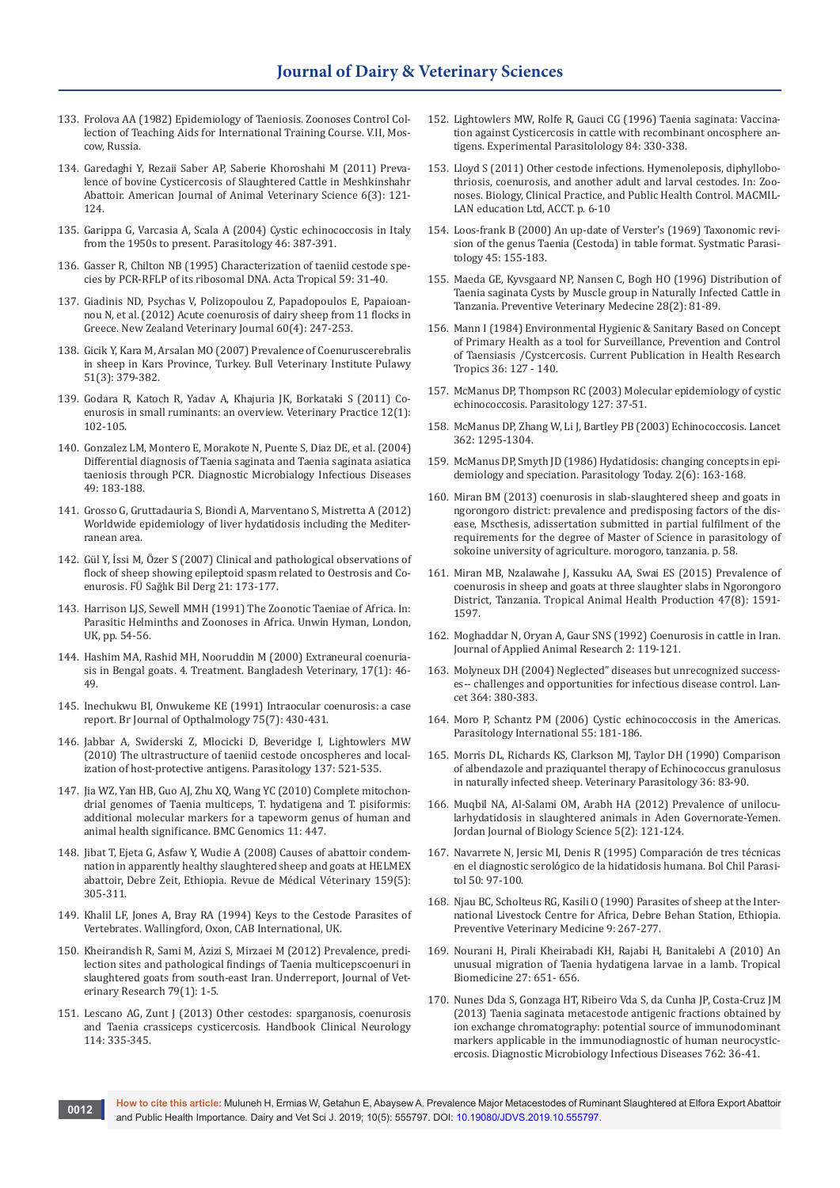133. Frolova AA (1982) Epidemiology of Taeniosis. Zoonoses Control Collection of Teaching Aids for International Training Course. V.II, Moscow, Russia.

134. Garedaghi Y, Rezaii Saber AP, Saberie Khoroshahi M (2011) Prevalence of bovine Cysticercosis of Slaughtered Cattle in Meshkinshahr Abattoir. American Journal of Animal Veterinary Science 6(3): 121-124.

135. Garippa G, Varcasia A, Scala A (2004) Cystic echinococcosis in Italy from the 1950s to present. Parasitology 46: 387-391.

136. Gasser R, Chilton NB (1995) Characterization of taeniid cestode species by PCR-RFLP of its ribosomal DNA. Acta Tropical 59: 31-40.

137. Giadinis ND, Psychas V, Polizopoulou Z, Papadopoulos E, Papaioannou N, et al. (2012) Acute coenurosis of dairy sheep from 11 flocks in Greece. New Zealand Veterinary Journal 60(4): 247-253.

138. Gicik Y, Kara M, Arsalan MO (2007) Prevalence of Coenuruscerebralis in sheep in Kars Province, Turkey. Bull Veterinary Institute Pulawy 51(3): 379-382.

139. Godara R, Katoch R, Yadav A, Khajuria JK, Borkataki S (2011) Coenurosis in small ruminants: an overview. Veterinary Practice 12(1): 102-105.

140. Gonzalez LM, Montero E, Morakote N, Puente S, Diaz DE, et al. (2004) Differential diagnosis of Taenia saginata and Taenia saginata asiatica taeniosis through PCR. Diagnostic Microbialogy Infectious Diseases 49: 183-188.

141. Grosso G, Gruttadauria S, Biondi A, Marventano S, Mistretta A (2012) Worldwide epidemiology of liver hydatidosis including the Mediterranean area.

142. Gül Y, İssi M, Özer S (2007) Clinical and pathological observations of flock of sheep showing epileptoid spasm related to Oestrosis and Coenurosis. FÜ Sağlık Bil Derg 21: 173-177.

143. Harrison LJS, Sewell MMH (1991) The Zoonotic Taeniae of Africa. In: Parasitic Helminths and Zoonoses in Africa. Unwin Hyman, London, UK, pp. 54-56.

144. Hashim MA, Rashid MH, Nooruddin M (2000) Extraneural coenuriasis in Bengal goats. 4. Treatment. Bangladesh Veterinary, 17(1): 46-49.

145. Inechukwu BI, Onwukeme KE (1991) Intraocular coenurosis: a case report. Br Journal of Opthalmology 75(7): 430-431.

146. Jabbar A, Swiderski Z, Mlocicki D, Beveridge I, Lightowlers MW (2010) The ultrastructure of taeniid cestode oncospheres and localization of host-protective antigens. Parasitology 137: 521-535.

147. Jia WZ, Yan HB, Guo AJ, Zhu XQ, Wang YC (2010) Complete mitochondrial genomes of Taenia multiceps, T. hydatigena and T. pisiformis: additional molecular markers for a tapeworm genus of human and animal health significance. BMC Genomics 11: 447.

148. Jibat T, Ejeta G, Asfaw Y, Wudie A (2008) Causes of abattoir condemnation in apparently healthy slaughtered sheep and goats at HELMEX abattoir, Debre Zeit, Ethiopia. Revue de Médical Véterinary 159(5): 305-311.

149. Khalil LF, Jones A, Bray RA (1994) Keys to the Cestode Parasites of Vertebrates. Wallingford, Oxon, CAB International, UK.

150. Kheirandish R, Sami M, Azizi S, Mirzaei M (2012) Prevalence, predilection sites and pathological findings of Taenia multicepscoenuri in slaughtered goats from south-east Iran. Underreport, Journal of Veterinary Research 79(1): 1-5.

151. Lescano AG, Zunt J (2013) Other cestodes: sparganosis, coenurosis and Taenia crassiceps cysticercosis. Handbook Clinical Neurology 114: 335-345.

152. Lightowlers MW, Rolfe R, Gauci CG (1996) Taenia saginata: Vaccination against Cysticercosis in cattle with recombinant oncosphere antigens. Experimental Parasitolology 84: 330-338.

153. Lloyd S (2011) Other cestode infections. Hymenoleposis, diphyllobothriosis, coenurosis, and another adult and larval cestodes. In: Zoonoses. Biology, Clinical Practice, and Public Health Control. MACMILLAN education Ltd, ACCT. p. 6-10

154. Loos-frank B (2000) An up-date of Verster's (1969) Taxonomic revision of the genus Taenia (Cestoda) in table format. Systmatic Parasitology 45: 155-183.

155. Maeda GE, Kyvsgaard NP, Nansen C, Bogh HO (1996) Distribution of Taenia saginata Cysts by Muscle group in Naturally Infected Cattle in Tanzania. Preventive Veterinary Medecine 28(2): 81-89.

156. Mann I (1984) Environmental Hygienic & Sanitary Based on Concept of Primary Health as a tool for Surveillance, Prevention and Control of Taensiasis /Cystcercosis. Current Publication in Health Research Tropics 36: 127 - 140.

157. McManus DP, Thompson RC (2003) Molecular epidemiology of cystic echinococcosis. Parasitology 127: 37-51.

158. McManus DP, Zhang W, Li J, Bartley PB (2003) Echinococcosis. Lancet 362: 1295-1304.

159. McManus DP, Smyth JD (1986) Hydatidosis: changing concepts in epidemiology and speciation. Parasitology Today. 2(6): 163-168.

160. Miran BM (2013) coenurosis in slab-slaughtered sheep and goats in ngorongoro district: prevalence and predisposing factors of the disease, Mscthesis, adissertation submitted in partial fulfilment of the requirements for the degree of Master of Science in parasitology of sokoine university of agriculture. morogoro, tanzania. p. 58.

161. Miran MB, Nzalawahe J, Kassuku AA, Swai ES (2015) Prevalence of coenurosis in sheep and goats at three slaughter slabs in Ngorongoro District, Tanzania. Tropical Animal Health Production 47(8): 1591-1597.

162. Moghaddar N, Oryan A, Gaur SNS (1992) Coenurosis in cattle in Iran. Journal of Applied Animal Research 2: 119-121.

163. Molyneux DH (2004) Neglected" diseases but unrecognized successes-- challenges and opportunities for infectious disease control. Lancet 364: 380-383.

164. Moro P, Schantz PM (2006) Cystic echinococcosis in the Americas. Parasitology International 55: 181-186.

165. Morris DL, Richards KS, Clarkson MJ, Taylor DH (1990) Comparison of albendazole and praziquantel therapy of Echinococcus granulosus in naturally infected sheep. Veterinary Parasitology 36: 83-90.

166. Muqbil NA, Al-Salami OM, Arabh HA (2012) Prevalence of unilocularhydatidosis in slaughtered animals in Aden Governorate-Yemen. Jordan Journal of Biology Science 5(2): 121-124.

167. Navarrete N, Jersic MI, Denis R (1995) Comparación de tres técnicas en el diagnostic serológico de la hidatidosis humana. Bol Chil Parasitol 50: 97-100.

168. Njau BC, Scholteus RG, Kasili O (1990) Parasites of sheep at the International Livestock Centre for Africa, Debre Behan Station, Ethiopia. Preventive Veterinary Medicine 9: 267-277.

169. Nourani H, Pirali Kheirabadi KH, Rajabi H, Banitalebi A (2010) An unusual migration of Taenia hydatigena larvae in a lamb. Tropical Biomedicine 27: 651- 656.

170. Nunes Dda S, Gonzaga HT, Ribeiro Vda S, da Cunha JP, Costa-Cruz JM (2013) Taenia saginata metacestode antigenic fractions obtained by ion exchange chromatography: potential source of immunodominant markers applicable in the immunodiagnostic of human neurocysticercosis. Diagnostic Microbiology Infectious Diseases 762: 36-41.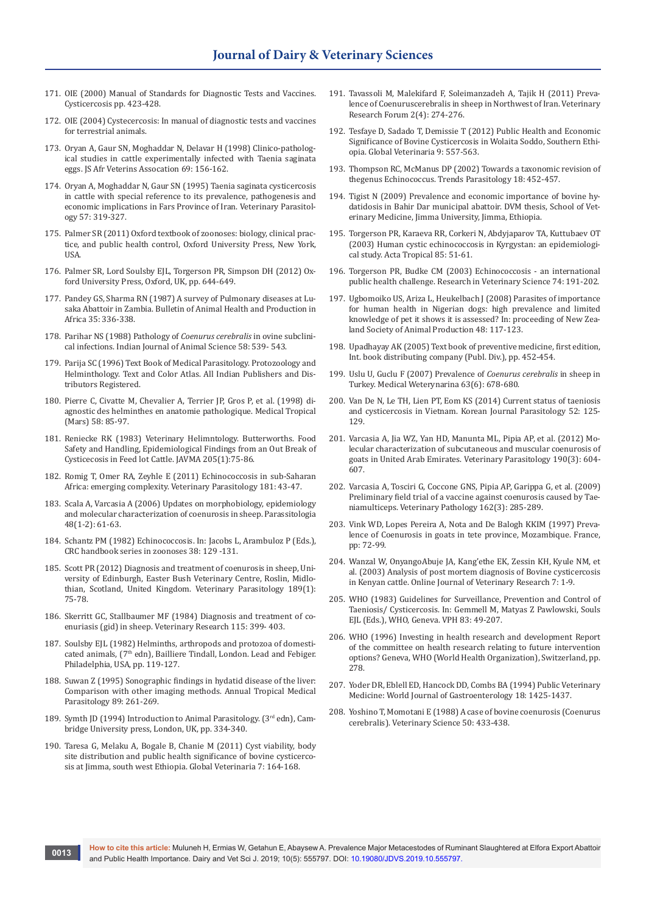171. OIE (2000) Manual of Standards for Diagnostic Tests and Vaccines. Cysticercosis pp. 423-428.
172. OIE (2004) Cystecercosis: In manual of diagnostic tests and vaccines for terrestrial animals.
173. Oryan A, Gaur SN, Moghaddar N, Delavar H (1998) Clinico-pathological studies in cattle experimentally infected with Taenia saginata eggs. JS Afr Veterins Assocation 69: 156-162.
174. Oryan A, Moghaddar N, Gaur SN (1995) Taenia saginata cysticercosis in cattle with special reference to its prevalence, pathogenesis and economic implications in Fars Province of Iran. Veterinary Parasitology 57: 319-327.
175. Palmer SR (2011) Oxford textbook of zoonoses: biology, clinical practice, and public health control, Oxford University Press, New York, USA.
176. Palmer SR, Lord Soulsby EJL, Torgerson PR, Simpson DH (2012) Oxford University Press, Oxford, UK, pp. 644-649.
177. Pandey GS, Sharma RN (1987) A survey of Pulmonary diseases at Lusaka Abattoir in Zambia. Bulletin of Animal Health and Production in Africa 35: 336-338.
178. Parihar NS (1988) Pathology of *Coenurus cerebralis* in ovine subclinical infections. Indian Journal of Animal Science 58: 539- 543.
179. Parija SC (1996) Text Book of Medical Parasitology. Protozoology and Helminthology. Text and Color Atlas. All Indian Publishers and Distributors Registered.
180. Pierre C, Civatte M, Chevalier A, Terrier JP, Gros P, et al. (1998) diagnostic des helminthes en anatomie pathologique. Medical Tropical (Mars) 58: 85-97.
181. Reniecke RK (1983) Veterinary Helimntology. Butterworths. Food Safety and Handling, Epidemiological Findings from an Out Break of Cysticecosis in Feed lot Cattle. JAVMA 205(1):75-86.
182. Romig T, Omer RA, Zeyhle E (2011) Echinococcosis in sub-Saharan Africa: emerging complexity. Veterinary Parasitology 181: 43-47.
183. Scala A, Varcasia A (2006) Updates on morphobiology, epidemiology and molecular characterization of coenurosis in sheep. Parassitologia 48(1-2): 61-63.
184. Schantz PM (1982) Echinococcosis. In: Jacobs L, Arambuloz P (Eds.), CRC handbook series in zoonoses 38: 129 -131.
185. Scott PR (2012) Diagnosis and treatment of coenurosis in sheep, University of Edinburgh, Easter Bush Veterinary Centre, Roslin, Midlothian, Scotland, United Kingdom. Veterinary Parasitology 189(1): 75-78.
186. Skerritt GC, Stallbaumer MF (1984) Diagnosis and treatment of coenuriasis (gid) in sheep. Veterinary Research 115: 399- 403.
187. Soulsby EJL (1982) Helminths, arthropods and protozoa of domesticated animals, (7th edn), Bailliere Tindall, London. Lead and Febiger. Philadelphia, USA, pp. 119-127.
188. Suwan Z (1995) Sonographic findings in hydatid disease of the liver: Comparison with other imaging methods. Annual Tropical Medical Parasitology 89: 261-269.
189. Symth JD (1994) Introduction to Animal Parasitology. (3rd edn), Cambridge University press, London, UK, pp. 334-340.
190. Taresa G, Melaku A, Bogale B, Chanie M (2011) Cyst viability, body site distribution and public health significance of bovine cysticercosis at Jimma, south west Ethiopia. Global Veterinaria 7: 164-168.
191. Tavassoli M, Malekifard F, Soleimanzadeh A, Tajik H (2011) Prevalence of Coenuruscerebralis in sheep in Northwest of Iran. Veterinary Research Forum 2(4): 274-276.
192. Tesfaye D, Sadado T, Demissie T (2012) Public Health and Economic Significance of Bovine Cysticercosis in Wolaita Soddo, Southern Ethiopia. Global Veterinaria 9: 557-563.
193. Thompson RC, McManus DP (2002) Towards a taxonomic revision of thegenus Echinococcus. Trends Parasitology 18: 452-457.
194. Tigist N (2009) Prevalence and economic importance of bovine hydatidosis in Bahir Dar municipal abattoir. DVM thesis, School of Veterinary Medicine, Jimma University, Jimma, Ethiopia.
195. Torgerson PR, Karaeva RR, Corkeri N, Abdyjaparov TA, Kuttubaev OT (2003) Human cystic echinococcosis in Kyrgystan: an epidemiological study. Acta Tropical 85: 51-61.
196. Torgerson PR, Budke CM (2003) Echinococcosis - an international public health challenge. Research in Veterinary Science 74: 191-202.
197. Ugbomoiko US, Ariza L, Heukelbach J (2008) Parasites of importance for human health in Nigerian dogs: high prevalence and limited knowledge of pet it shows it is assessed? In: proceeding of New Zealand Society of Animal Production 48: 117-123.
198. Upadhayay AK (2005) Text book of preventive medicine, first edition, Int. book distributing company (Publ. Div.), pp. 452-454.
199. Uslu U, Guclu F (2007) Prevalence of *Coenurus cerebralis* in sheep in Turkey. Medical Weterynarina 63(6): 678-680.
200. Van De N, Le TH, Lien PT, Eom KS (2014) Current status of taeniosis and cysticercosis in Vietnam. Korean Journal Parasitology 52: 125-129.
201. Varcasia A, Jia WZ, Yan HD, Manunta ML, Pipia AP, et al. (2012) Molecular characterization of subcutaneous and muscular coenurosis of goats in United Arab Emirates. Veterinary Parasitology 190(3): 604-607.
202. Varcasia A, Tosciri G, Coccone GNS, Pipia AP, Garippa G, et al. (2009) Preliminary field trial of a vaccine against coenurosis caused by Taeniamulticeps. Veterinary Pathology 162(3): 285-289.
203. Vink WD, Lopes Pereira A, Nota and De Balogh KKIM (1997) Prevalence of Coenurosis in goats in tete province, Mozambique. France, pp: 72-99.
204. Wanzal W, OnyangoAbuje JA, Kang'ethe EK, Zessin KH, Kyule NM, et al. (2003) Analysis of post mortem diagnosis of Bovine cysticercosis in Kenyan cattle. Online Journal of Veterinary Research 7: 1-9.
205. WHO (1983) Guidelines for Surveillance, Prevention and Control of Taeniosis/ Cysticercosis. In: Gemmell M, Matyas Z Pawlowski, Souls EJL (Eds.), WHO, Geneva. VPH 83: 49-207.
206. WHO (1996) Investing in health research and development Report of the committee on health research relating to future intervention options? Geneva, WHO (World Health Organization), Switzerland, pp. 278.
207. Yoder DR, Eblell ED, Hancock DD, Combs BA (1994) Public Veterinary Medicine: World Journal of Gastroenterology 18: 1425-1437.
208. Yoshino T, Momotani E (1988) A case of bovine coenurosis (Coenurus cerebralis). Veterinary Science 50: 433-438.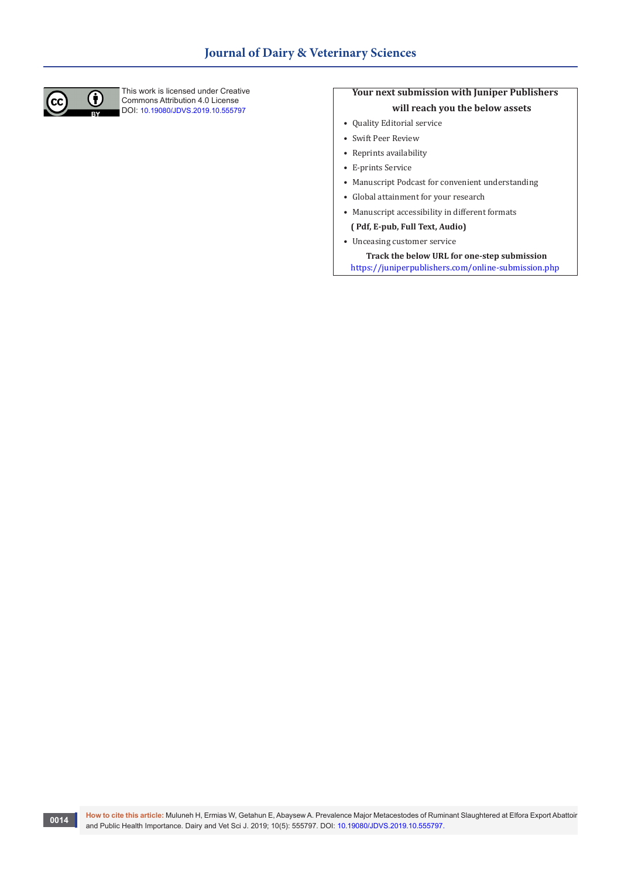This work is licensed under Creative Commons Attribution 4.0 License
DOI: 10.19080/JDVS.2019.10.555797

**Your next submission with Juniper Publishers will reach you the below assets**

- Quality Editorial service
- Swift Peer Review
- Reprints availability
- E-prints Service
- Manuscript Podcast for convenient understanding
- Global attainment for your research
- Manuscript accessibility in different formats

**( Pdf, E-pub, Full Text, Audio)**

- Unceasing customer service

**Track the below URL for one-step submission**
https://juniperpublishers.com/online-submission.php

**How to cite this article:** Muluneh H, Ermias W, Getahun E, Abaysew A. Prevalence Major Metacestodes of Ruminant Slaughtered at Elfora Export Abattoir and Public Health Importance. Dairy and Vet Sci J. 2019; 10(5): 555797. DOI: 10.19080/JDVS.2019.10.555797.